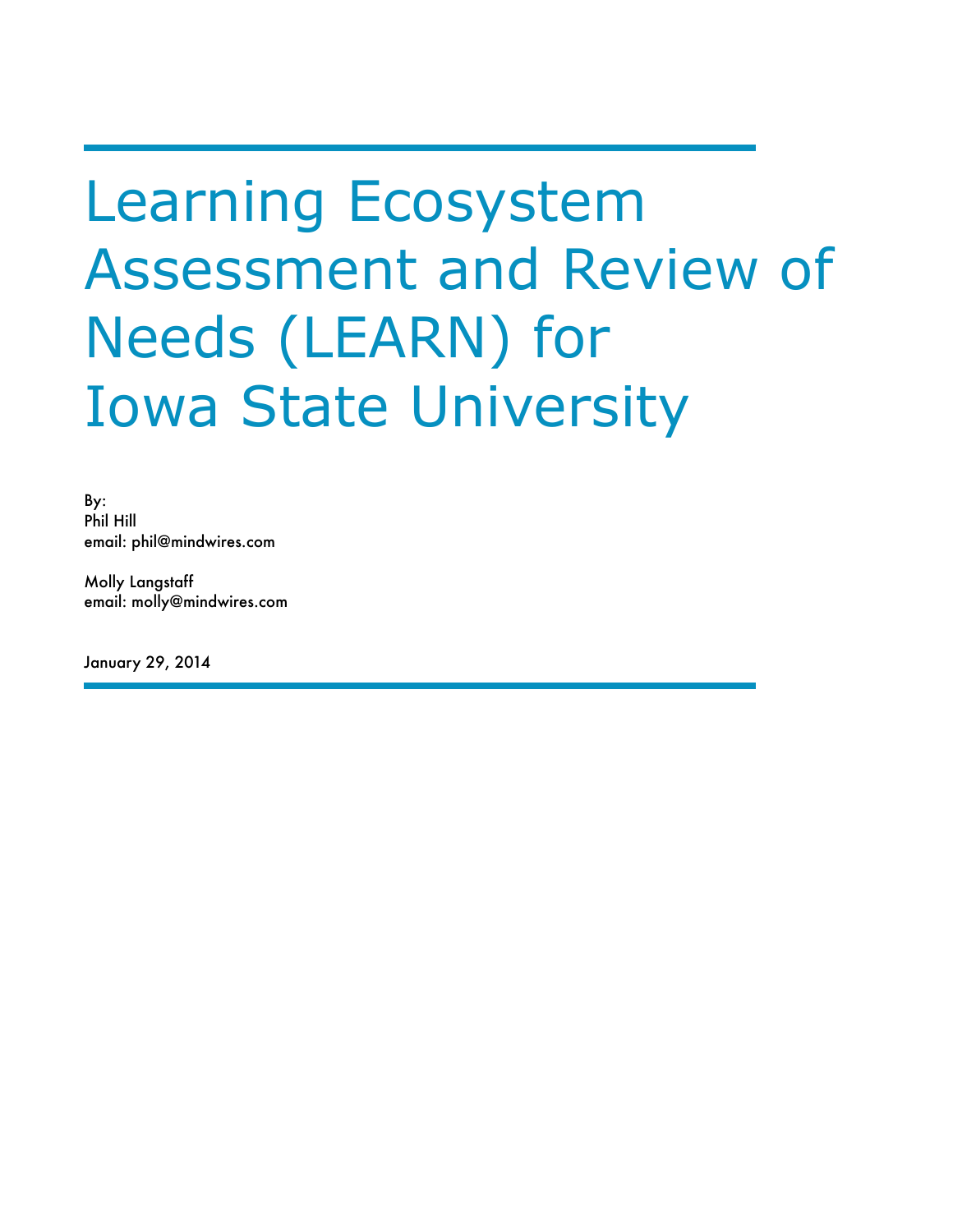# Learning Ecosystem Assessment and Review of Needs (LEARN) for Iowa State University

By:
Phil Hill
email: phil@mindwires.com

Molly Langstaff
email: molly@mindwires.com

January 29, 2014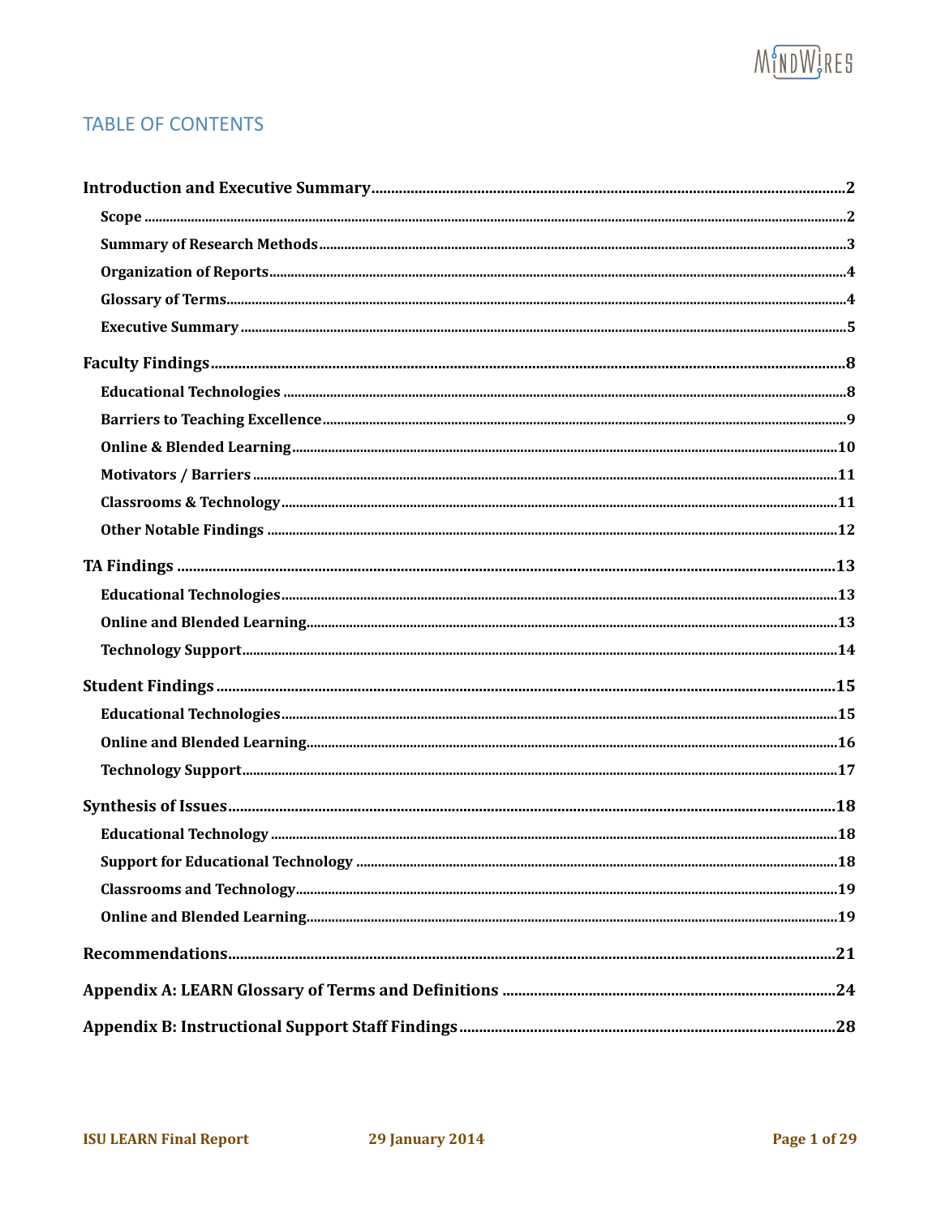## TABLE OF CONTENTS

**Introduction and Executive Summary** .......... 2

- **Scope** .......... 2
- **Summary of Research Methods** .......... 3
- **Organization of Reports** .......... 4
- **Glossary of Terms** .......... 4
- **Executive Summary** .......... 5

**Faculty Findings** .......... 8

- **Educational Technologies** .......... 8
- **Barriers to Teaching Excellence** .......... 9
- **Online & Blended Learning** .......... 10
- **Motivators / Barriers** .......... 11
- **Classrooms & Technology** .......... 11
- **Other Notable Findings** .......... 12

**TA Findings** .......... 13

- **Educational Technologies** .......... 13
- **Online and Blended Learning** .......... 13
- **Technology Support** .......... 14

**Student Findings** .......... 15

- **Educational Technologies** .......... 15
- **Online and Blended Learning** .......... 16
- **Technology Support** .......... 17

**Synthesis of Issues** .......... 18

- **Educational Technology** .......... 18
- **Support for Educational Technology** .......... 18
- **Classrooms and Technology** .......... 19
- **Online and Blended Learning** .......... 19

**Recommendations** .......... 21

**Appendix A: LEARN Glossary of Terms and Definitions** .......... 24

**Appendix B: Instructional Support Staff Findings** .......... 28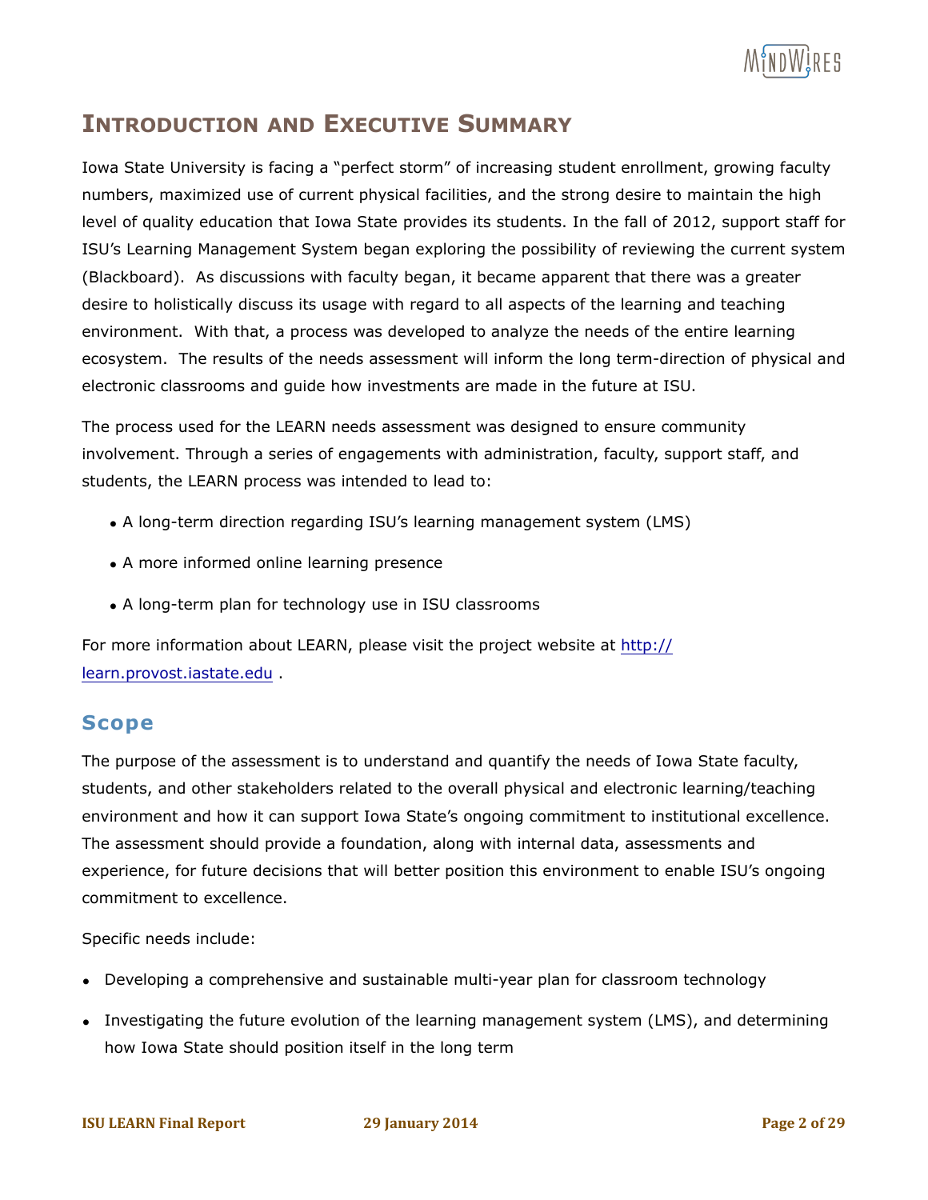# Introduction and Executive Summary

Iowa State University is facing a "perfect storm" of increasing student enrollment, growing faculty numbers, maximized use of current physical facilities, and the strong desire to maintain the high level of quality education that Iowa State provides its students. In the fall of 2012, support staff for ISU's Learning Management System began exploring the possibility of reviewing the current system (Blackboard). As discussions with faculty began, it became apparent that there was a greater desire to holistically discuss its usage with regard to all aspects of the learning and teaching environment. With that, a process was developed to analyze the needs of the entire learning ecosystem. The results of the needs assessment will inform the long term-direction of physical and electronic classrooms and guide how investments are made in the future at ISU.

The process used for the LEARN needs assessment was designed to ensure community involvement. Through a series of engagements with administration, faculty, support staff, and students, the LEARN process was intended to lead to:

- A long-term direction regarding ISU's learning management system (LMS)
- A more informed online learning presence
- A long-term plan for technology use in ISU classrooms

For more information about LEARN, please visit the project website at http://learn.provost.iastate.edu .

## Scope

The purpose of the assessment is to understand and quantify the needs of Iowa State faculty, students, and other stakeholders related to the overall physical and electronic learning/teaching environment and how it can support Iowa State's ongoing commitment to institutional excellence. The assessment should provide a foundation, along with internal data, assessments and experience, for future decisions that will better position this environment to enable ISU's ongoing commitment to excellence.

Specific needs include:

- Developing a comprehensive and sustainable multi-year plan for classroom technology
- Investigating the future evolution of the learning management system (LMS), and determining how Iowa State should position itself in the long term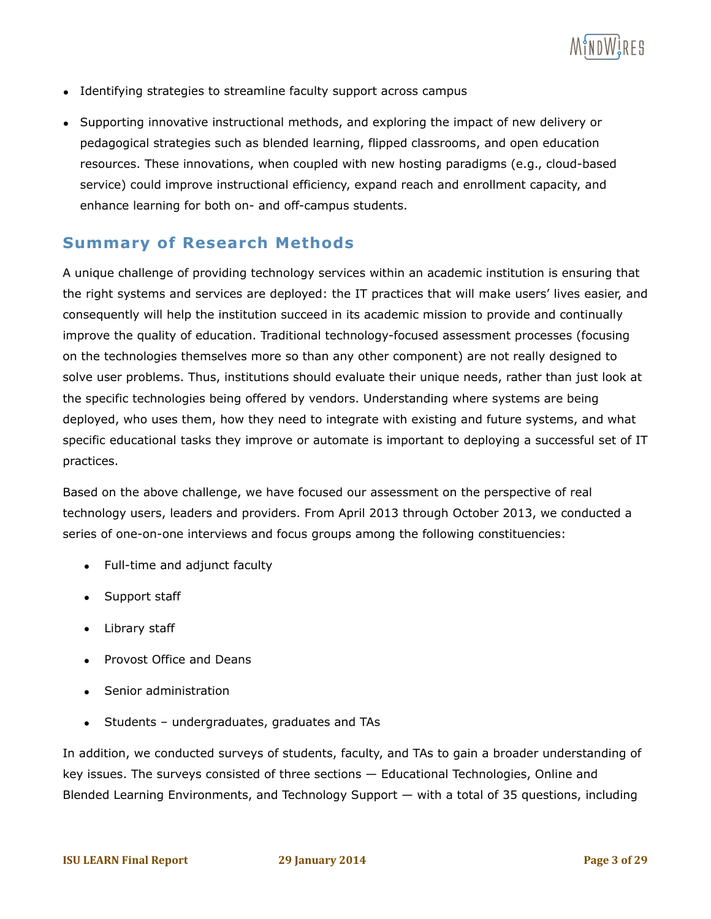- Identifying strategies to streamline faculty support across campus
- Supporting innovative instructional methods, and exploring the impact of new delivery or pedagogical strategies such as blended learning, flipped classrooms, and open education resources. These innovations, when coupled with new hosting paradigms (e.g., cloud-based service) could improve instructional efficiency, expand reach and enrollment capacity, and enhance learning for both on- and off-campus students.

## Summary of Research Methods

A unique challenge of providing technology services within an academic institution is ensuring that the right systems and services are deployed: the IT practices that will make users' lives easier, and consequently will help the institution succeed in its academic mission to provide and continually improve the quality of education. Traditional technology-focused assessment processes (focusing on the technologies themselves more so than any other component) are not really designed to solve user problems. Thus, institutions should evaluate their unique needs, rather than just look at the specific technologies being offered by vendors. Understanding where systems are being deployed, who uses them, how they need to integrate with existing and future systems, and what specific educational tasks they improve or automate is important to deploying a successful set of IT practices.

Based on the above challenge, we have focused our assessment on the perspective of real technology users, leaders and providers. From April 2013 through October 2013, we conducted a series of one-on-one interviews and focus groups among the following constituencies:

- Full-time and adjunct faculty
- Support staff
- Library staff
- Provost Office and Deans
- Senior administration
- Students – undergraduates, graduates and TAs

In addition, we conducted surveys of students, faculty, and TAs to gain a broader understanding of key issues. The surveys consisted of three sections — Educational Technologies, Online and Blended Learning Environments, and Technology Support — with a total of 35 questions, including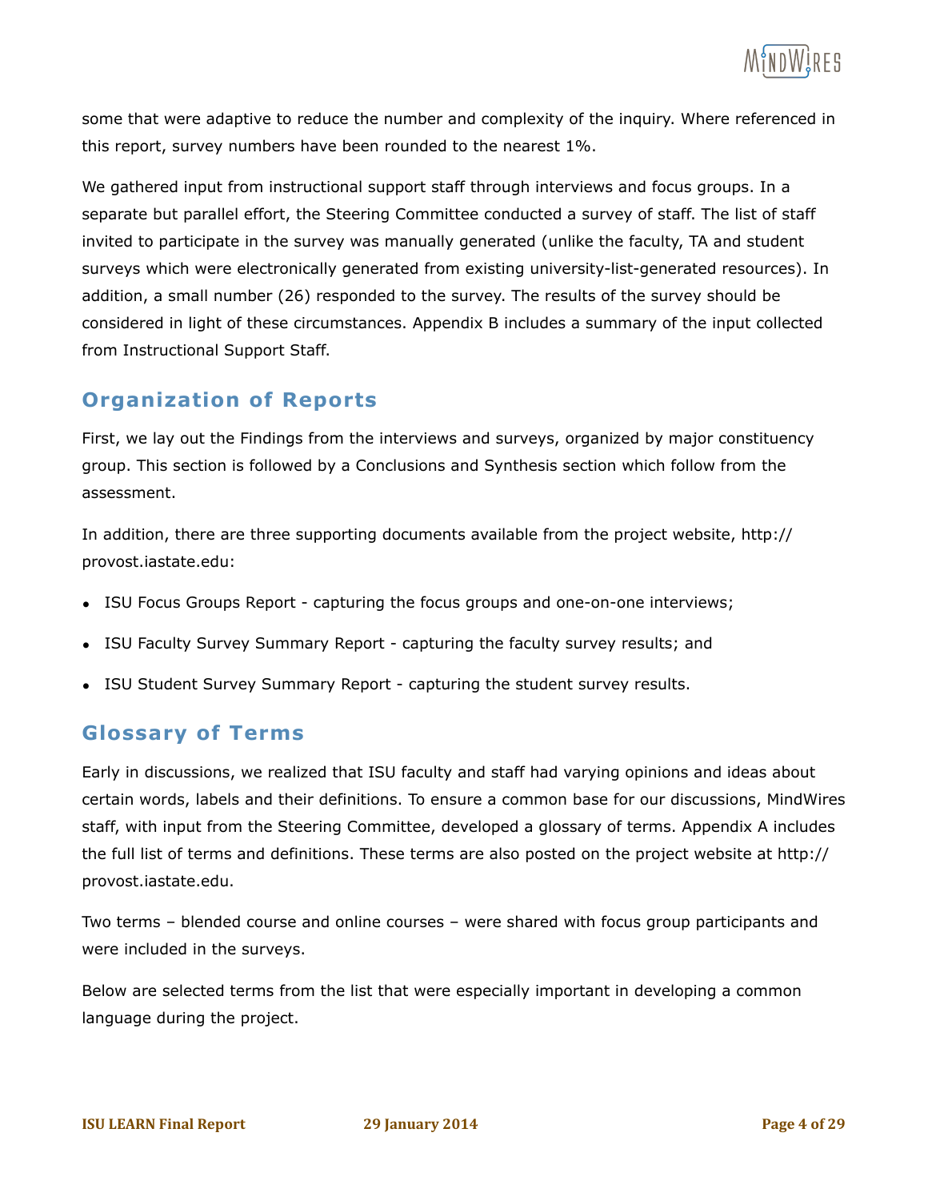some that were adaptive to reduce the number and complexity of the inquiry. Where referenced in this report, survey numbers have been rounded to the nearest 1%.

We gathered input from instructional support staff through interviews and focus groups. In a separate but parallel effort, the Steering Committee conducted a survey of staff. The list of staff invited to participate in the survey was manually generated (unlike the faculty, TA and student surveys which were electronically generated from existing university-list-generated resources). In addition, a small number (26) responded to the survey. The results of the survey should be considered in light of these circumstances. Appendix B includes a summary of the input collected from Instructional Support Staff.

## Organization of Reports

First, we lay out the Findings from the interviews and surveys, organized by major constituency group. This section is followed by a Conclusions and Synthesis section which follow from the assessment.

In addition, there are three supporting documents available from the project website, http://provost.iastate.edu:

- ISU Focus Groups Report - capturing the focus groups and one-on-one interviews;
- ISU Faculty Survey Summary Report - capturing the faculty survey results; and
- ISU Student Survey Summary Report - capturing the student survey results.

## Glossary of Terms

Early in discussions, we realized that ISU faculty and staff had varying opinions and ideas about certain words, labels and their definitions. To ensure a common base for our discussions, MindWires staff, with input from the Steering Committee, developed a glossary of terms. Appendix A includes the full list of terms and definitions. These terms are also posted on the project website at http://provost.iastate.edu.

Two terms – blended course and online courses – were shared with focus group participants and were included in the surveys.

Below are selected terms from the list that were especially important in developing a common language during the project.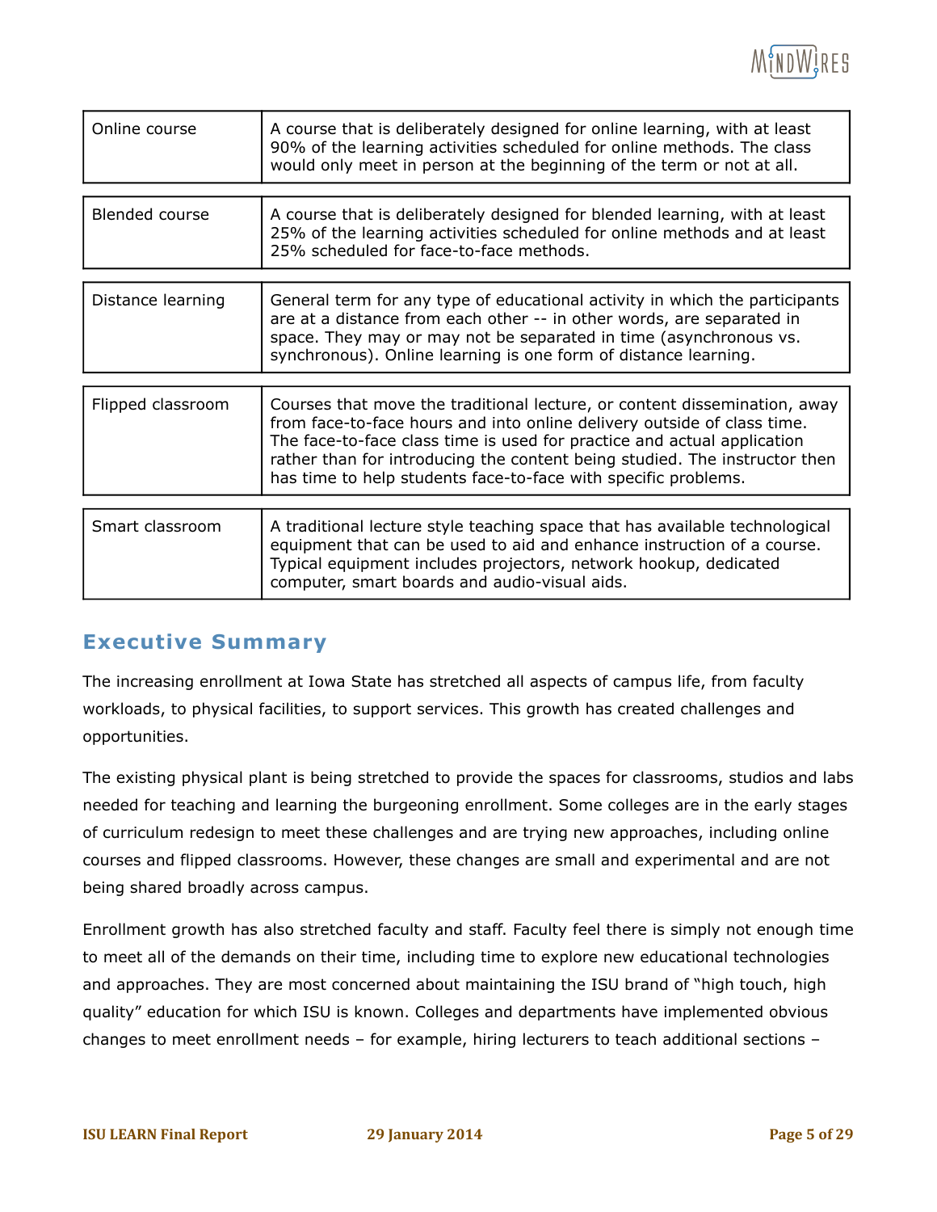| | |
|---|---|
| Online course | A course that is deliberately designed for online learning, with at least 90% of the learning activities scheduled for online methods. The class would only meet in person at the beginning of the term or not at all. |
| Blended course | A course that is deliberately designed for blended learning, with at least 25% of the learning activities scheduled for online methods and at least 25% scheduled for face-to-face methods. |
| Distance learning | General term for any type of educational activity in which the participants are at a distance from each other -- in other words, are separated in space. They may or may not be separated in time (asynchronous vs. synchronous). Online learning is one form of distance learning. |
| Flipped classroom | Courses that move the traditional lecture, or content dissemination, away from face-to-face hours and into online delivery outside of class time. The face-to-face class time is used for practice and actual application rather than for introducing the content being studied. The instructor then has time to help students face-to-face with specific problems. |
| Smart classroom | A traditional lecture style teaching space that has available technological equipment that can be used to aid and enhance instruction of a course. Typical equipment includes projectors, network hookup, dedicated computer, smart boards and audio-visual aids. |

## Executive Summary

The increasing enrollment at Iowa State has stretched all aspects of campus life, from faculty workloads, to physical facilities, to support services. This growth has created challenges and opportunities.

The existing physical plant is being stretched to provide the spaces for classrooms, studios and labs needed for teaching and learning the burgeoning enrollment. Some colleges are in the early stages of curriculum redesign to meet these challenges and are trying new approaches, including online courses and flipped classrooms. However, these changes are small and experimental and are not being shared broadly across campus.

Enrollment growth has also stretched faculty and staff. Faculty feel there is simply not enough time to meet all of the demands on their time, including time to explore new educational technologies and approaches. They are most concerned about maintaining the ISU brand of "high touch, high quality" education for which ISU is known. Colleges and departments have implemented obvious changes to meet enrollment needs – for example, hiring lecturers to teach additional sections –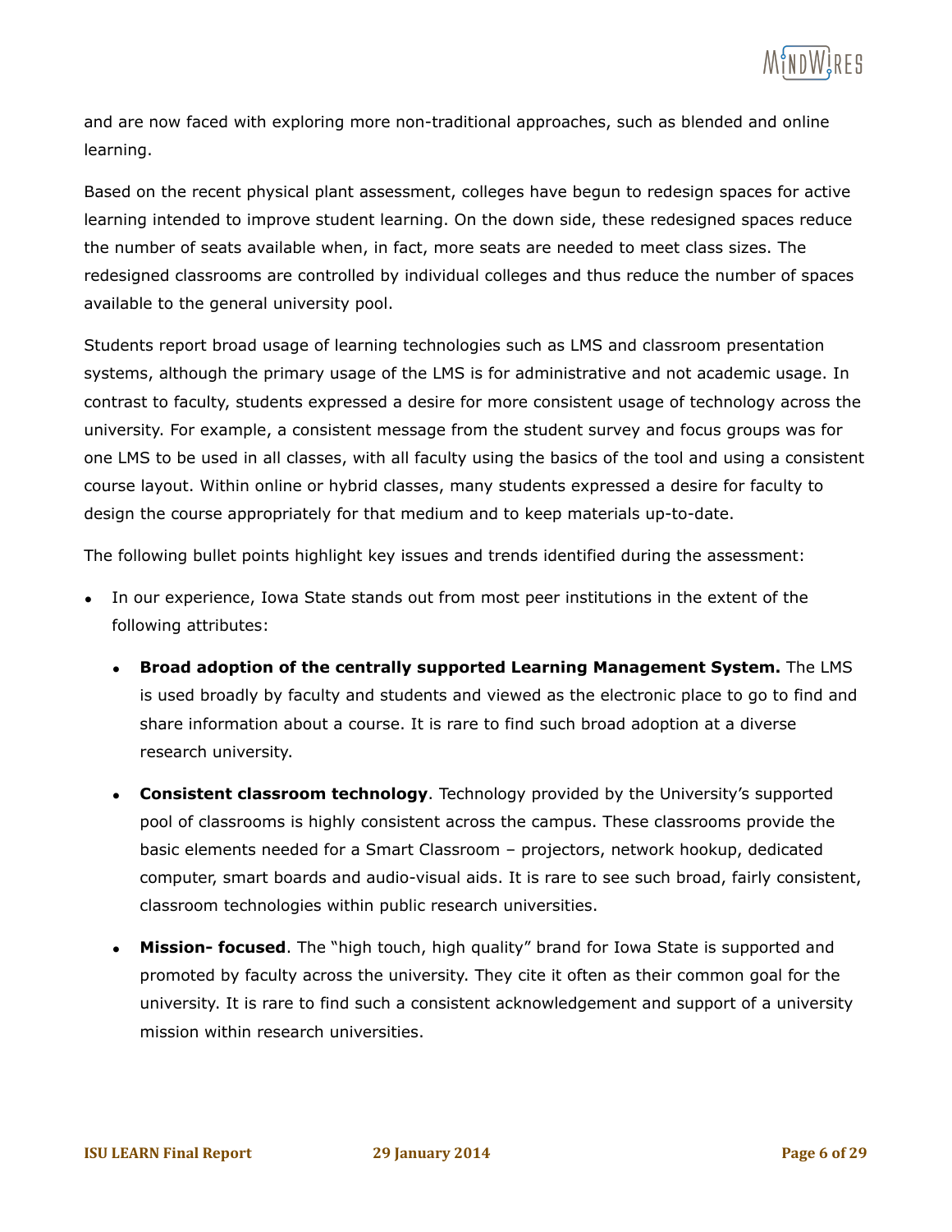and are now faced with exploring more non-traditional approaches, such as blended and online learning.

Based on the recent physical plant assessment, colleges have begun to redesign spaces for active learning intended to improve student learning. On the down side, these redesigned spaces reduce the number of seats available when, in fact, more seats are needed to meet class sizes. The redesigned classrooms are controlled by individual colleges and thus reduce the number of spaces available to the general university pool.

Students report broad usage of learning technologies such as LMS and classroom presentation systems, although the primary usage of the LMS is for administrative and not academic usage. In contrast to faculty, students expressed a desire for more consistent usage of technology across the university. For example, a consistent message from the student survey and focus groups was for one LMS to be used in all classes, with all faculty using the basics of the tool and using a consistent course layout. Within online or hybrid classes, many students expressed a desire for faculty to design the course appropriately for that medium and to keep materials up-to-date.

The following bullet points highlight key issues and trends identified during the assessment:

- In our experience, Iowa State stands out from most peer institutions in the extent of the following attributes:
  - **Broad adoption of the centrally supported Learning Management System.** The LMS is used broadly by faculty and students and viewed as the electronic place to go to find and share information about a course. It is rare to find such broad adoption at a diverse research university.
  - **Consistent classroom technology**. Technology provided by the University's supported pool of classrooms is highly consistent across the campus. These classrooms provide the basic elements needed for a Smart Classroom – projectors, network hookup, dedicated computer, smart boards and audio-visual aids. It is rare to see such broad, fairly consistent, classroom technologies within public research universities.
  - **Mission- focused**. The "high touch, high quality" brand for Iowa State is supported and promoted by faculty across the university. They cite it often as their common goal for the university. It is rare to find such a consistent acknowledgement and support of a university mission within research universities.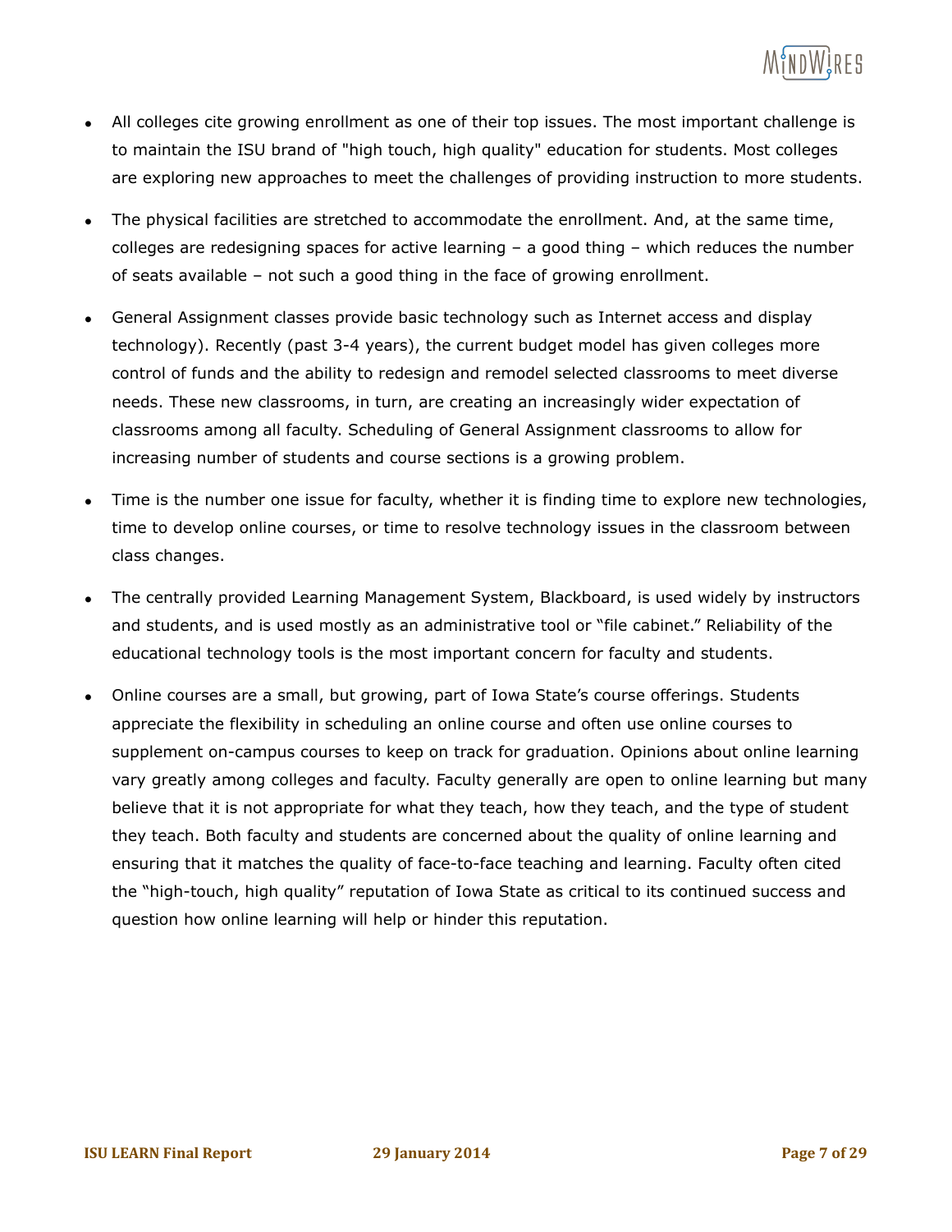- All colleges cite growing enrollment as one of their top issues. The most important challenge is to maintain the ISU brand of "high touch, high quality" education for students. Most colleges are exploring new approaches to meet the challenges of providing instruction to more students.

- The physical facilities are stretched to accommodate the enrollment. And, at the same time, colleges are redesigning spaces for active learning – a good thing – which reduces the number of seats available – not such a good thing in the face of growing enrollment.

- General Assignment classes provide basic technology such as Internet access and display technology). Recently (past 3-4 years), the current budget model has given colleges more control of funds and the ability to redesign and remodel selected classrooms to meet diverse needs. These new classrooms, in turn, are creating an increasingly wider expectation of classrooms among all faculty. Scheduling of General Assignment classrooms to allow for increasing number of students and course sections is a growing problem.

- Time is the number one issue for faculty, whether it is finding time to explore new technologies, time to develop online courses, or time to resolve technology issues in the classroom between class changes.

- The centrally provided Learning Management System, Blackboard, is used widely by instructors and students, and is used mostly as an administrative tool or "file cabinet." Reliability of the educational technology tools is the most important concern for faculty and students.

- Online courses are a small, but growing, part of Iowa State's course offerings. Students appreciate the flexibility in scheduling an online course and often use online courses to supplement on-campus courses to keep on track for graduation. Opinions about online learning vary greatly among colleges and faculty. Faculty generally are open to online learning but many believe that it is not appropriate for what they teach, how they teach, and the type of student they teach. Both faculty and students are concerned about the quality of online learning and ensuring that it matches the quality of face-to-face teaching and learning. Faculty often cited the "high-touch, high quality" reputation of Iowa State as critical to its continued success and question how online learning will help or hinder this reputation.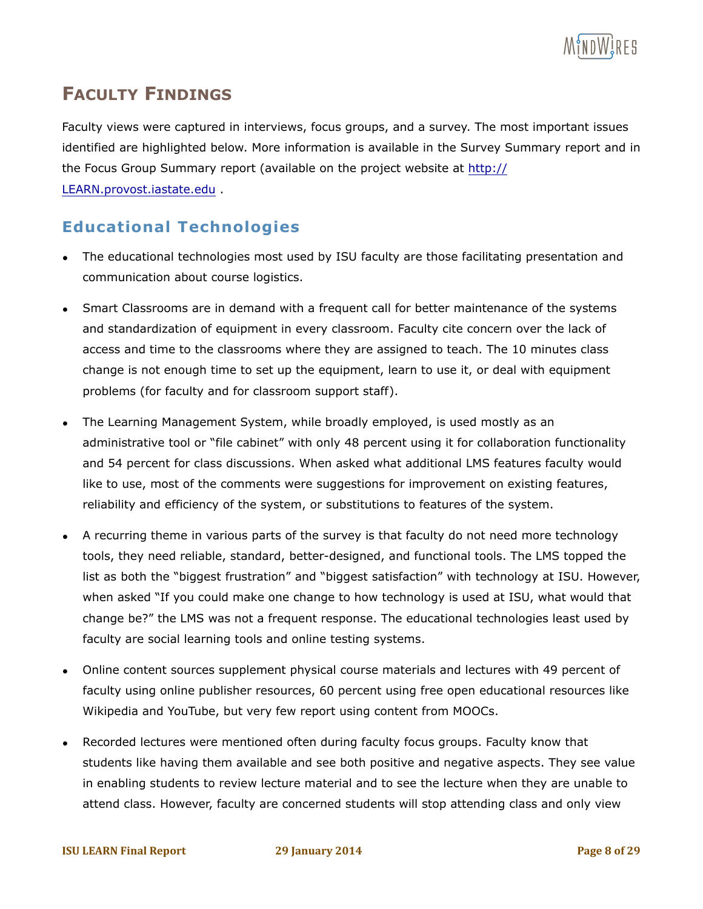## Faculty Findings

Faculty views were captured in interviews, focus groups, and a survey. The most important issues identified are highlighted below. More information is available in the Survey Summary report and in the Focus Group Summary report (available on the project website at http://LEARN.provost.iastate.edu .

### Educational Technologies

- The educational technologies most used by ISU faculty are those facilitating presentation and communication about course logistics.
- Smart Classrooms are in demand with a frequent call for better maintenance of the systems and standardization of equipment in every classroom. Faculty cite concern over the lack of access and time to the classrooms where they are assigned to teach. The 10 minutes class change is not enough time to set up the equipment, learn to use it, or deal with equipment problems (for faculty and for classroom support staff).
- The Learning Management System, while broadly employed, is used mostly as an administrative tool or "file cabinet" with only 48 percent using it for collaboration functionality and 54 percent for class discussions. When asked what additional LMS features faculty would like to use, most of the comments were suggestions for improvement on existing features, reliability and efficiency of the system, or substitutions to features of the system.
- A recurring theme in various parts of the survey is that faculty do not need more technology tools, they need reliable, standard, better-designed, and functional tools. The LMS topped the list as both the "biggest frustration" and "biggest satisfaction" with technology at ISU. However, when asked "If you could make one change to how technology is used at ISU, what would that change be?" the LMS was not a frequent response. The educational technologies least used by faculty are social learning tools and online testing systems.
- Online content sources supplement physical course materials and lectures with 49 percent of faculty using online publisher resources, 60 percent using free open educational resources like Wikipedia and YouTube, but very few report using content from MOOCs.
- Recorded lectures were mentioned often during faculty focus groups. Faculty know that students like having them available and see both positive and negative aspects. They see value in enabling students to review lecture material and to see the lecture when they are unable to attend class. However, faculty are concerned students will stop attending class and only view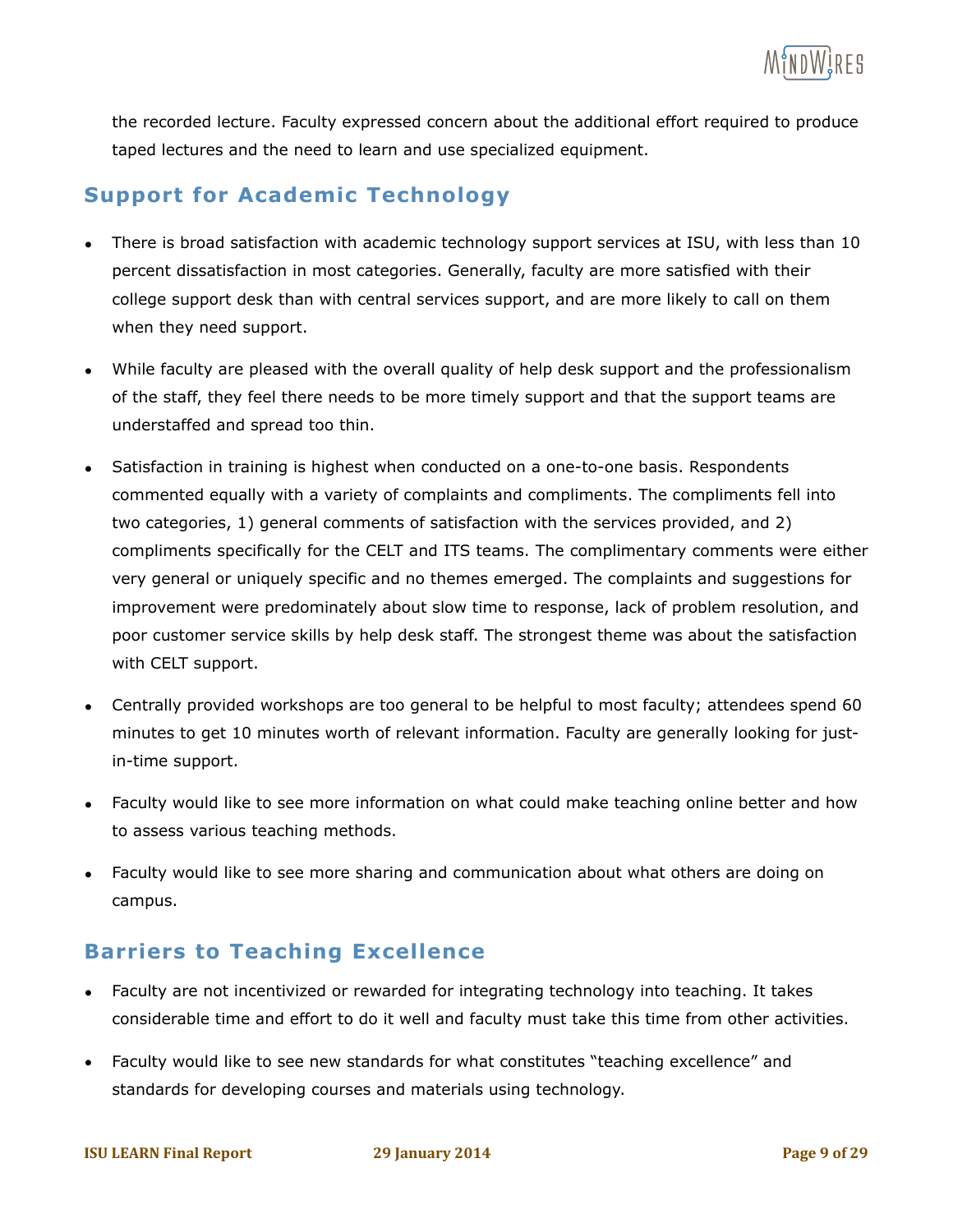the recorded lecture. Faculty expressed concern about the additional effort required to produce taped lectures and the need to learn and use specialized equipment.

## Support for Academic Technology

- There is broad satisfaction with academic technology support services at ISU, with less than 10 percent dissatisfaction in most categories. Generally, faculty are more satisfied with their college support desk than with central services support, and are more likely to call on them when they need support.
- While faculty are pleased with the overall quality of help desk support and the professionalism of the staff, they feel there needs to be more timely support and that the support teams are understaffed and spread too thin.
- Satisfaction in training is highest when conducted on a one-to-one basis. Respondents commented equally with a variety of complaints and compliments. The compliments fell into two categories, 1) general comments of satisfaction with the services provided, and 2) compliments specifically for the CELT and ITS teams. The complimentary comments were either very general or uniquely specific and no themes emerged. The complaints and suggestions for improvement were predominately about slow time to response, lack of problem resolution, and poor customer service skills by help desk staff. The strongest theme was about the satisfaction with CELT support.
- Centrally provided workshops are too general to be helpful to most faculty; attendees spend 60 minutes to get 10 minutes worth of relevant information. Faculty are generally looking for just-in-time support.
- Faculty would like to see more information on what could make teaching online better and how to assess various teaching methods.
- Faculty would like to see more sharing and communication about what others are doing on campus.

## Barriers to Teaching Excellence

- Faculty are not incentivized or rewarded for integrating technology into teaching. It takes considerable time and effort to do it well and faculty must take this time from other activities.
- Faculty would like to see new standards for what constitutes "teaching excellence" and standards for developing courses and materials using technology.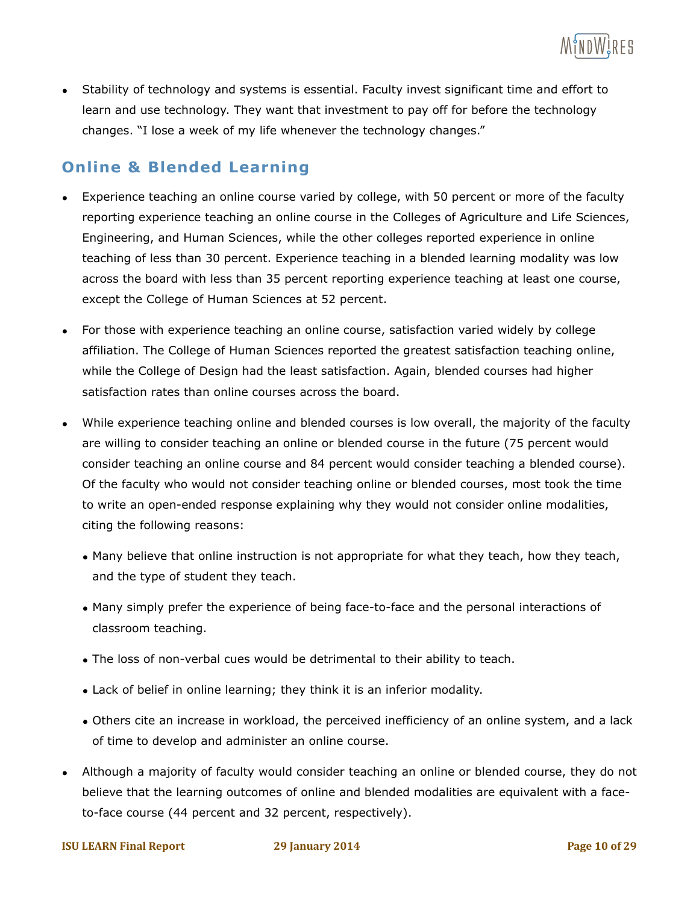- Stability of technology and systems is essential. Faculty invest significant time and effort to learn and use technology. They want that investment to pay off for before the technology changes. "I lose a week of my life whenever the technology changes."

## Online & Blended Learning

- Experience teaching an online course varied by college, with 50 percent or more of the faculty reporting experience teaching an online course in the Colleges of Agriculture and Life Sciences, Engineering, and Human Sciences, while the other colleges reported experience in online teaching of less than 30 percent. Experience teaching in a blended learning modality was low across the board with less than 35 percent reporting experience teaching at least one course, except the College of Human Sciences at 52 percent.

- For those with experience teaching an online course, satisfaction varied widely by college affiliation. The College of Human Sciences reported the greatest satisfaction teaching online, while the College of Design had the least satisfaction. Again, blended courses had higher satisfaction rates than online courses across the board.

- While experience teaching online and blended courses is low overall, the majority of the faculty are willing to consider teaching an online or blended course in the future (75 percent would consider teaching an online course and 84 percent would consider teaching a blended course). Of the faculty who would not consider teaching online or blended courses, most took the time to write an open-ended response explaining why they would not consider online modalities, citing the following reasons:
  - Many believe that online instruction is not appropriate for what they teach, how they teach, and the type of student they teach.
  - Many simply prefer the experience of being face-to-face and the personal interactions of classroom teaching.
  - The loss of non-verbal cues would be detrimental to their ability to teach.
  - Lack of belief in online learning; they think it is an inferior modality.
  - Others cite an increase in workload, the perceived inefficiency of an online system, and a lack of time to develop and administer an online course.

- Although a majority of faculty would consider teaching an online or blended course, they do not believe that the learning outcomes of online and blended modalities are equivalent with a face-to-face course (44 percent and 32 percent, respectively).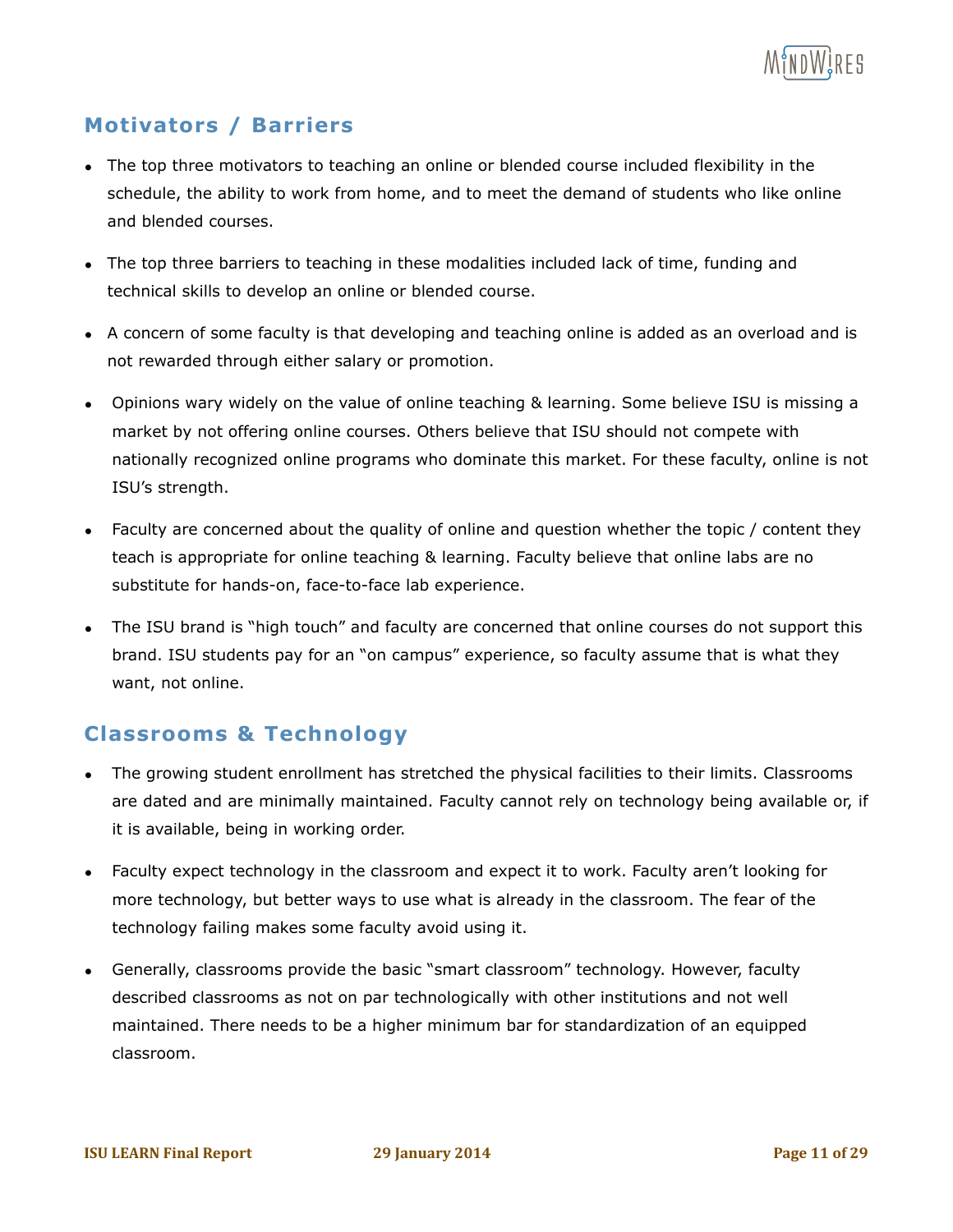## Motivators / Barriers

- The top three motivators to teaching an online or blended course included flexibility in the schedule, the ability to work from home, and to meet the demand of students who like online and blended courses.
- The top three barriers to teaching in these modalities included lack of time, funding and technical skills to develop an online or blended course.
- A concern of some faculty is that developing and teaching online is added as an overload and is not rewarded through either salary or promotion.
- Opinions wary widely on the value of online teaching & learning. Some believe ISU is missing a market by not offering online courses. Others believe that ISU should not compete with nationally recognized online programs who dominate this market. For these faculty, online is not ISU's strength.
- Faculty are concerned about the quality of online and question whether the topic / content they teach is appropriate for online teaching & learning. Faculty believe that online labs are no substitute for hands-on, face-to-face lab experience.
- The ISU brand is "high touch" and faculty are concerned that online courses do not support this brand. ISU students pay for an "on campus" experience, so faculty assume that is what they want, not online.

## Classrooms & Technology

- The growing student enrollment has stretched the physical facilities to their limits. Classrooms are dated and are minimally maintained. Faculty cannot rely on technology being available or, if it is available, being in working order.
- Faculty expect technology in the classroom and expect it to work. Faculty aren't looking for more technology, but better ways to use what is already in the classroom. The fear of the technology failing makes some faculty avoid using it.
- Generally, classrooms provide the basic "smart classroom" technology. However, faculty described classrooms as not on par technologically with other institutions and not well maintained. There needs to be a higher minimum bar for standardization of an equipped classroom.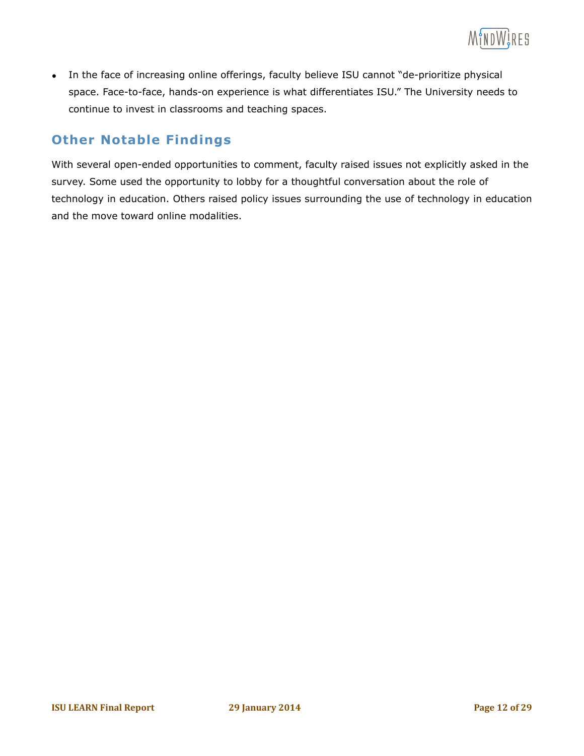- In the face of increasing online offerings, faculty believe ISU cannot "de-prioritize physical space. Face-to-face, hands-on experience is what differentiates ISU." The University needs to continue to invest in classrooms and teaching spaces.

## Other Notable Findings

With several open-ended opportunities to comment, faculty raised issues not explicitly asked in the survey. Some used the opportunity to lobby for a thoughtful conversation about the role of technology in education. Others raised policy issues surrounding the use of technology in education and the move toward online modalities.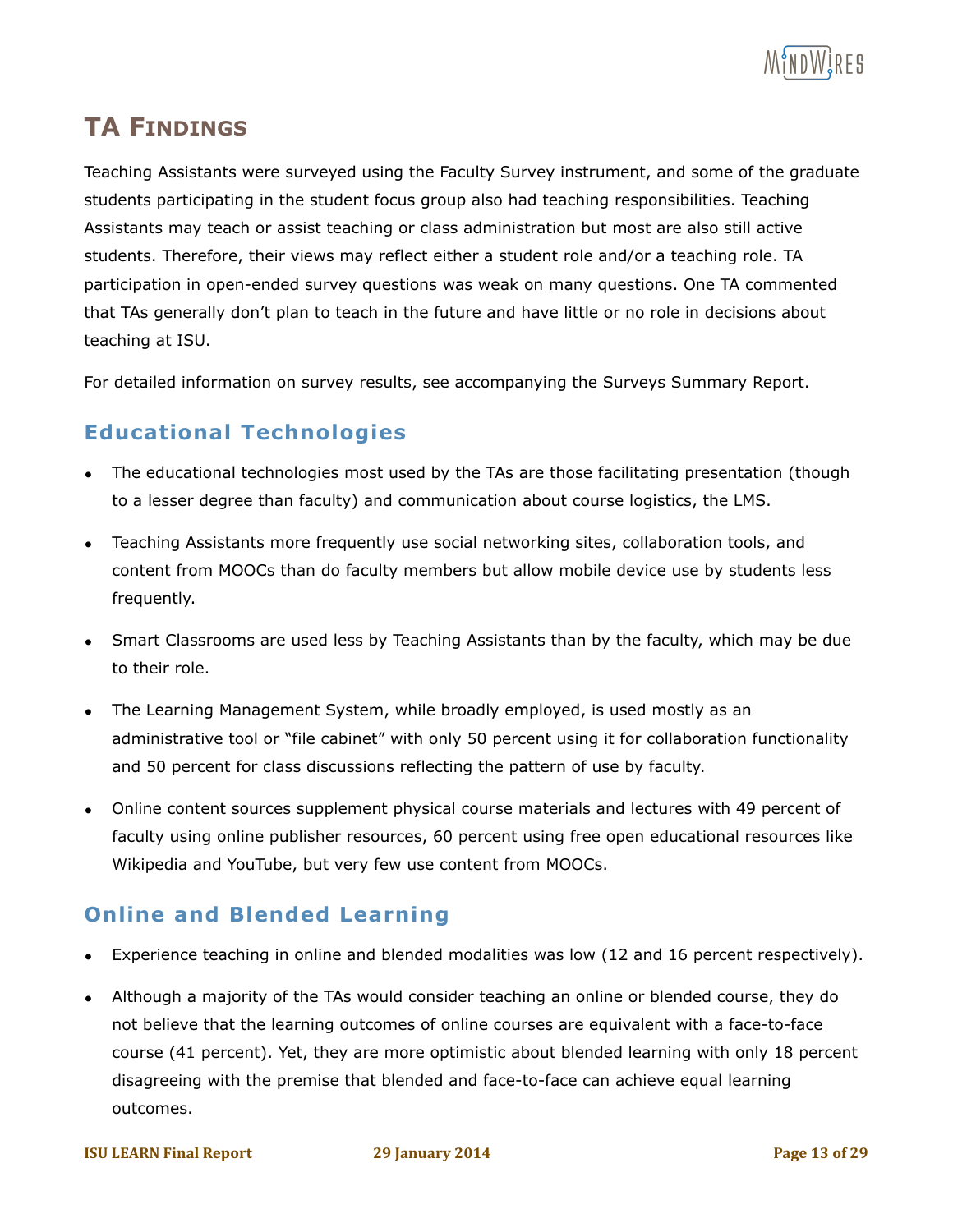## TA Findings

Teaching Assistants were surveyed using the Faculty Survey instrument, and some of the graduate students participating in the student focus group also had teaching responsibilities. Teaching Assistants may teach or assist teaching or class administration but most are also still active students. Therefore, their views may reflect either a student role and/or a teaching role. TA participation in open-ended survey questions was weak on many questions. One TA commented that TAs generally don't plan to teach in the future and have little or no role in decisions about teaching at ISU.

For detailed information on survey results, see accompanying the Surveys Summary Report.

### Educational Technologies

- The educational technologies most used by the TAs are those facilitating presentation (though to a lesser degree than faculty) and communication about course logistics, the LMS.
- Teaching Assistants more frequently use social networking sites, collaboration tools, and content from MOOCs than do faculty members but allow mobile device use by students less frequently.
- Smart Classrooms are used less by Teaching Assistants than by the faculty, which may be due to their role.
- The Learning Management System, while broadly employed, is used mostly as an administrative tool or "file cabinet" with only 50 percent using it for collaboration functionality and 50 percent for class discussions reflecting the pattern of use by faculty.
- Online content sources supplement physical course materials and lectures with 49 percent of faculty using online publisher resources, 60 percent using free open educational resources like Wikipedia and YouTube, but very few use content from MOOCs.

### Online and Blended Learning

- Experience teaching in online and blended modalities was low (12 and 16 percent respectively).
- Although a majority of the TAs would consider teaching an online or blended course, they do not believe that the learning outcomes of online courses are equivalent with a face-to-face course (41 percent). Yet, they are more optimistic about blended learning with only 18 percent disagreeing with the premise that blended and face-to-face can achieve equal learning outcomes.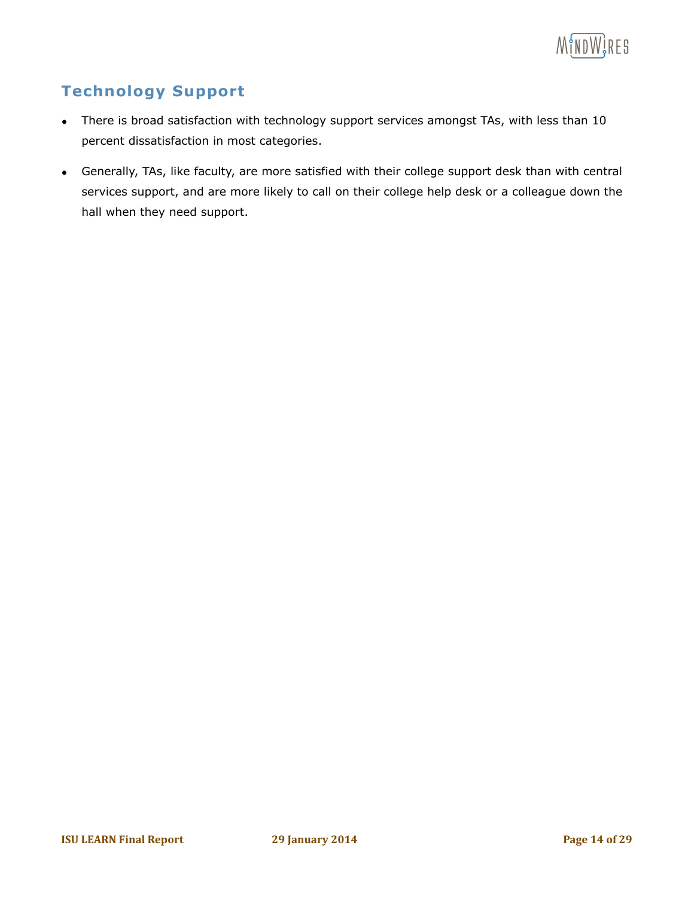## Technology Support

- There is broad satisfaction with technology support services amongst TAs, with less than 10 percent dissatisfaction in most categories.
- Generally, TAs, like faculty, are more satisfied with their college support desk than with central services support, and are more likely to call on their college help desk or a colleague down the hall when they need support.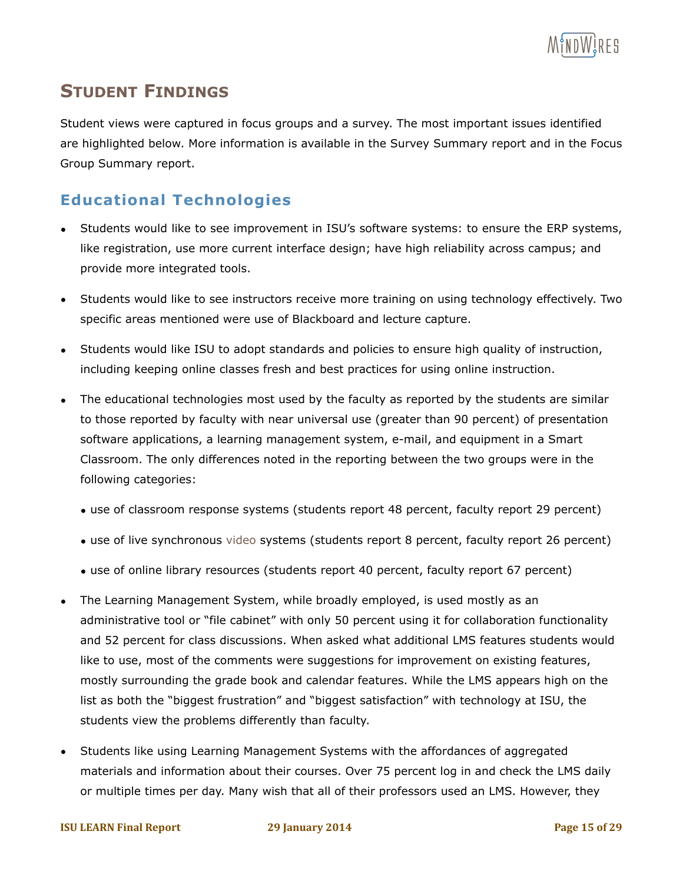## STUDENT FINDINGS

Student views were captured in focus groups and a survey. The most important issues identified are highlighted below. More information is available in the Survey Summary report and in the Focus Group Summary report.

### Educational Technologies

- Students would like to see improvement in ISU's software systems: to ensure the ERP systems, like registration, use more current interface design; have high reliability across campus; and provide more integrated tools.
- Students would like to see instructors receive more training on using technology effectively. Two specific areas mentioned were use of Blackboard and lecture capture.
- Students would like ISU to adopt standards and policies to ensure high quality of instruction, including keeping online classes fresh and best practices for using online instruction.
- The educational technologies most used by the faculty as reported by the students are similar to those reported by faculty with near universal use (greater than 90 percent) of presentation software applications, a learning management system, e-mail, and equipment in a Smart Classroom. The only differences noted in the reporting between the two groups were in the following categories:
  - use of classroom response systems (students report 48 percent, faculty report 29 percent)
  - use of live synchronous video systems (students report 8 percent, faculty report 26 percent)
  - use of online library resources (students report 40 percent, faculty report 67 percent)
- The Learning Management System, while broadly employed, is used mostly as an administrative tool or "file cabinet" with only 50 percent using it for collaboration functionality and 52 percent for class discussions. When asked what additional LMS features students would like to use, most of the comments were suggestions for improvement on existing features, mostly surrounding the grade book and calendar features. While the LMS appears high on the list as both the "biggest frustration" and "biggest satisfaction" with technology at ISU, the students view the problems differently than faculty.
- Students like using Learning Management Systems with the affordances of aggregated materials and information about their courses. Over 75 percent log in and check the LMS daily or multiple times per day. Many wish that all of their professors used an LMS. However, they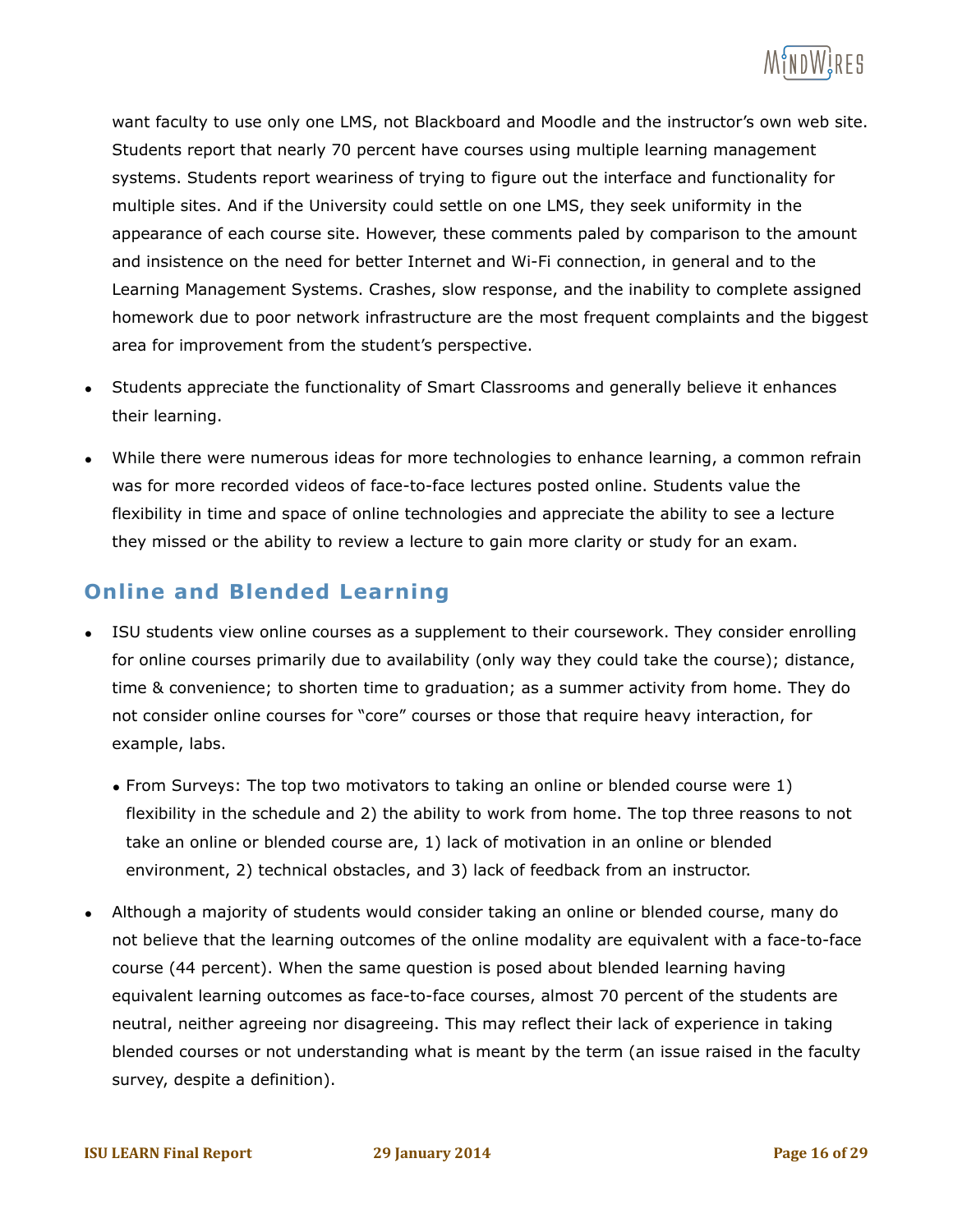want faculty to use only one LMS, not Blackboard and Moodle and the instructor's own web site. Students report that nearly 70 percent have courses using multiple learning management systems. Students report weariness of trying to figure out the interface and functionality for multiple sites. And if the University could settle on one LMS, they seek uniformity in the appearance of each course site. However, these comments paled by comparison to the amount and insistence on the need for better Internet and Wi-Fi connection, in general and to the Learning Management Systems. Crashes, slow response, and the inability to complete assigned homework due to poor network infrastructure are the most frequent complaints and the biggest area for improvement from the student's perspective.

- Students appreciate the functionality of Smart Classrooms and generally believe it enhances their learning.
- While there were numerous ideas for more technologies to enhance learning, a common refrain was for more recorded videos of face-to-face lectures posted online. Students value the flexibility in time and space of online technologies and appreciate the ability to see a lecture they missed or the ability to review a lecture to gain more clarity or study for an exam.

## Online and Blended Learning

- ISU students view online courses as a supplement to their coursework. They consider enrolling for online courses primarily due to availability (only way they could take the course); distance, time & convenience; to shorten time to graduation; as a summer activity from home. They do not consider online courses for "core" courses or those that require heavy interaction, for example, labs.
  - From Surveys: The top two motivators to taking an online or blended course were 1) flexibility in the schedule and 2) the ability to work from home. The top three reasons to not take an online or blended course are, 1) lack of motivation in an online or blended environment, 2) technical obstacles, and 3) lack of feedback from an instructor.
- Although a majority of students would consider taking an online or blended course, many do not believe that the learning outcomes of the online modality are equivalent with a face-to-face course (44 percent). When the same question is posed about blended learning having equivalent learning outcomes as face-to-face courses, almost 70 percent of the students are neutral, neither agreeing nor disagreeing. This may reflect their lack of experience in taking blended courses or not understanding what is meant by the term (an issue raised in the faculty survey, despite a definition).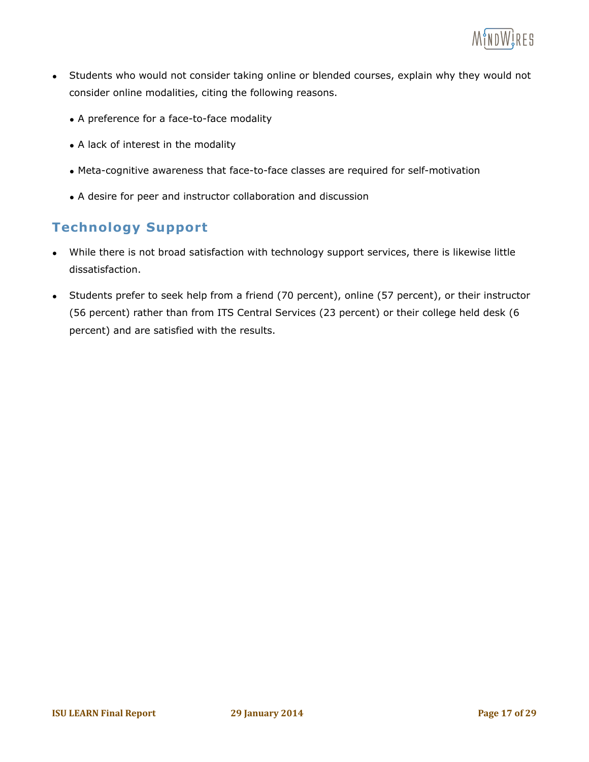- Students who would not consider taking online or blended courses, explain why they would not consider online modalities, citing the following reasons.
  - A preference for a face-to-face modality
  - A lack of interest in the modality
  - Meta-cognitive awareness that face-to-face classes are required for self-motivation
  - A desire for peer and instructor collaboration and discussion

## Technology Support

- While there is not broad satisfaction with technology support services, there is likewise little dissatisfaction.
- Students prefer to seek help from a friend (70 percent), online (57 percent), or their instructor (56 percent) rather than from ITS Central Services (23 percent) or their college held desk (6 percent) and are satisfied with the results.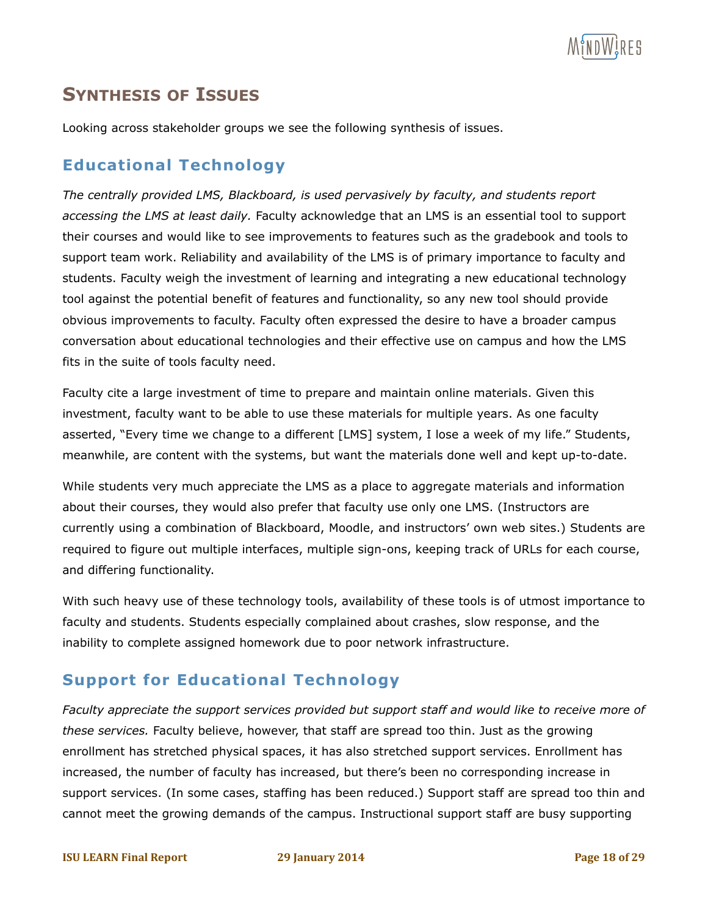# Synthesis of Issues

Looking across stakeholder groups we see the following synthesis of issues.

## Educational Technology

*The centrally provided LMS, Blackboard, is used pervasively by faculty, and students report accessing the LMS at least daily.* Faculty acknowledge that an LMS is an essential tool to support their courses and would like to see improvements to features such as the gradebook and tools to support team work. Reliability and availability of the LMS is of primary importance to faculty and students. Faculty weigh the investment of learning and integrating a new educational technology tool against the potential benefit of features and functionality, so any new tool should provide obvious improvements to faculty. Faculty often expressed the desire to have a broader campus conversation about educational technologies and their effective use on campus and how the LMS fits in the suite of tools faculty need.

Faculty cite a large investment of time to prepare and maintain online materials. Given this investment, faculty want to be able to use these materials for multiple years. As one faculty asserted, "Every time we change to a different [LMS] system, I lose a week of my life." Students, meanwhile, are content with the systems, but want the materials done well and kept up-to-date.

While students very much appreciate the LMS as a place to aggregate materials and information about their courses, they would also prefer that faculty use only one LMS. (Instructors are currently using a combination of Blackboard, Moodle, and instructors' own web sites.) Students are required to figure out multiple interfaces, multiple sign-ons, keeping track of URLs for each course, and differing functionality.

With such heavy use of these technology tools, availability of these tools is of utmost importance to faculty and students. Students especially complained about crashes, slow response, and the inability to complete assigned homework due to poor network infrastructure.

## Support for Educational Technology

*Faculty appreciate the support services provided but support staff and would like to receive more of these services.* Faculty believe, however, that staff are spread too thin. Just as the growing enrollment has stretched physical spaces, it has also stretched support services. Enrollment has increased, the number of faculty has increased, but there's been no corresponding increase in support services. (In some cases, staffing has been reduced.) Support staff are spread too thin and cannot meet the growing demands of the campus. Instructional support staff are busy supporting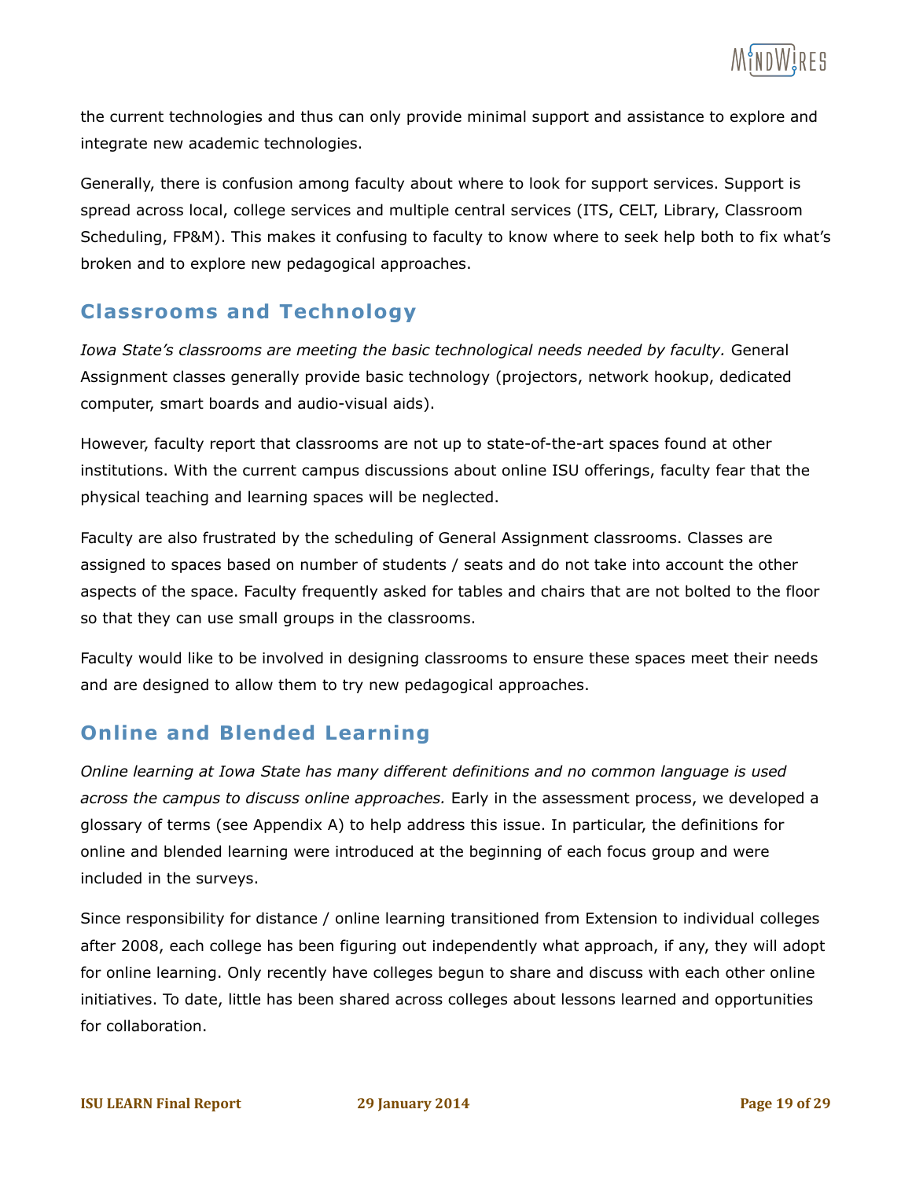the current technologies and thus can only provide minimal support and assistance to explore and integrate new academic technologies.

Generally, there is confusion among faculty about where to look for support services. Support is spread across local, college services and multiple central services (ITS, CELT, Library, Classroom Scheduling, FP&M). This makes it confusing to faculty to know where to seek help both to fix what's broken and to explore new pedagogical approaches.

## Classrooms and Technology

*Iowa State's classrooms are meeting the basic technological needs needed by faculty.* General Assignment classes generally provide basic technology (projectors, network hookup, dedicated computer, smart boards and audio-visual aids).

However, faculty report that classrooms are not up to state-of-the-art spaces found at other institutions. With the current campus discussions about online ISU offerings, faculty fear that the physical teaching and learning spaces will be neglected.

Faculty are also frustrated by the scheduling of General Assignment classrooms. Classes are assigned to spaces based on number of students / seats and do not take into account the other aspects of the space. Faculty frequently asked for tables and chairs that are not bolted to the floor so that they can use small groups in the classrooms.

Faculty would like to be involved in designing classrooms to ensure these spaces meet their needs and are designed to allow them to try new pedagogical approaches.

## Online and Blended Learning

*Online learning at Iowa State has many different definitions and no common language is used across the campus to discuss online approaches.* Early in the assessment process, we developed a glossary of terms (see Appendix A) to help address this issue. In particular, the definitions for online and blended learning were introduced at the beginning of each focus group and were included in the surveys.

Since responsibility for distance / online learning transitioned from Extension to individual colleges after 2008, each college has been figuring out independently what approach, if any, they will adopt for online learning. Only recently have colleges begun to share and discuss with each other online initiatives. To date, little has been shared across colleges about lessons learned and opportunities for collaboration.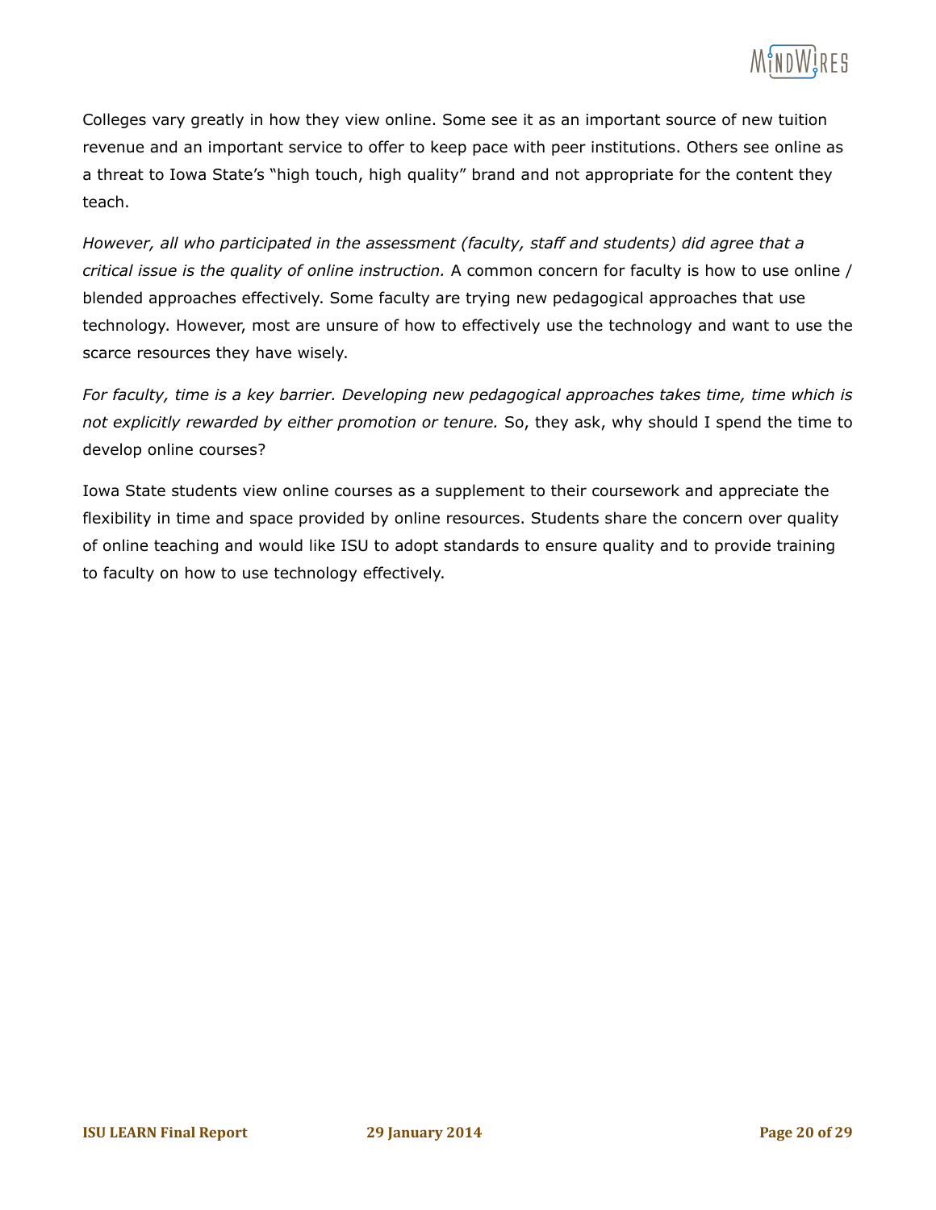Colleges vary greatly in how they view online. Some see it as an important source of new tuition revenue and an important service to offer to keep pace with peer institutions. Others see online as a threat to Iowa State's "high touch, high quality" brand and not appropriate for the content they teach.

*However, all who participated in the assessment (faculty, staff and students) did agree that a critical issue is the quality of online instruction.* A common concern for faculty is how to use online / blended approaches effectively. Some faculty are trying new pedagogical approaches that use technology. However, most are unsure of how to effectively use the technology and want to use the scarce resources they have wisely.

*For faculty, time is a key barrier. Developing new pedagogical approaches takes time, time which is not explicitly rewarded by either promotion or tenure.* So, they ask, why should I spend the time to develop online courses?

Iowa State students view online courses as a supplement to their coursework and appreciate the flexibility in time and space provided by online resources. Students share the concern over quality of online teaching and would like ISU to adopt standards to ensure quality and to provide training to faculty on how to use technology effectively.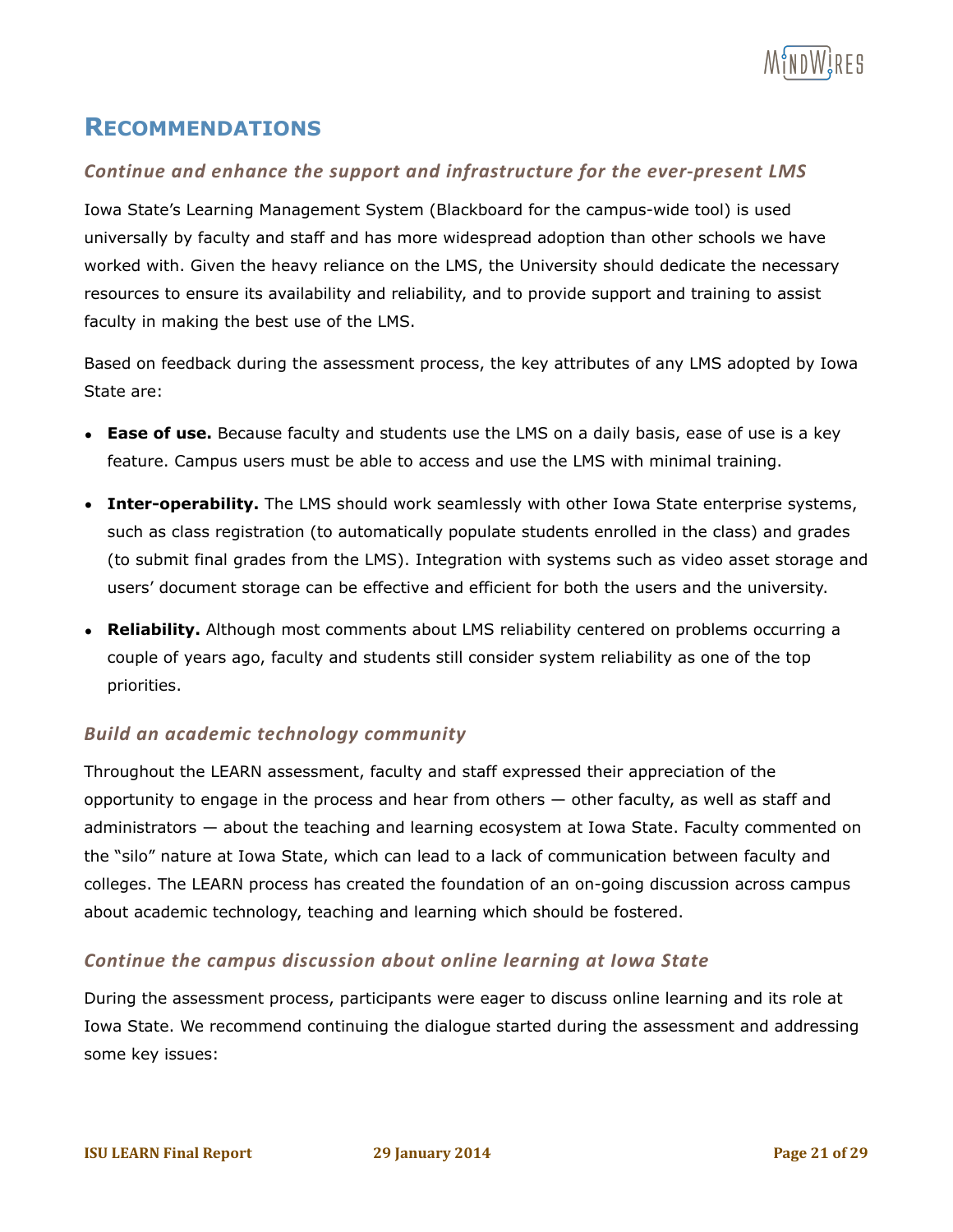## RECOMMENDATIONS

### *Continue and enhance the support and infrastructure for the ever-present LMS*

Iowa State's Learning Management System (Blackboard for the campus-wide tool) is used universally by faculty and staff and has more widespread adoption than other schools we have worked with. Given the heavy reliance on the LMS, the University should dedicate the necessary resources to ensure its availability and reliability, and to provide support and training to assist faculty in making the best use of the LMS.

Based on feedback during the assessment process, the key attributes of any LMS adopted by Iowa State are:

- **Ease of use.** Because faculty and students use the LMS on a daily basis, ease of use is a key feature. Campus users must be able to access and use the LMS with minimal training.
- **Inter-operability.** The LMS should work seamlessly with other Iowa State enterprise systems, such as class registration (to automatically populate students enrolled in the class) and grades (to submit final grades from the LMS). Integration with systems such as video asset storage and users' document storage can be effective and efficient for both the users and the university.
- **Reliability.** Although most comments about LMS reliability centered on problems occurring a couple of years ago, faculty and students still consider system reliability as one of the top priorities.

### *Build an academic technology community*

Throughout the LEARN assessment, faculty and staff expressed their appreciation of the opportunity to engage in the process and hear from others — other faculty, as well as staff and administrators — about the teaching and learning ecosystem at Iowa State. Faculty commented on the "silo" nature at Iowa State, which can lead to a lack of communication between faculty and colleges. The LEARN process has created the foundation of an on-going discussion across campus about academic technology, teaching and learning which should be fostered.

### *Continue the campus discussion about online learning at Iowa State*

During the assessment process, participants were eager to discuss online learning and its role at Iowa State. We recommend continuing the dialogue started during the assessment and addressing some key issues: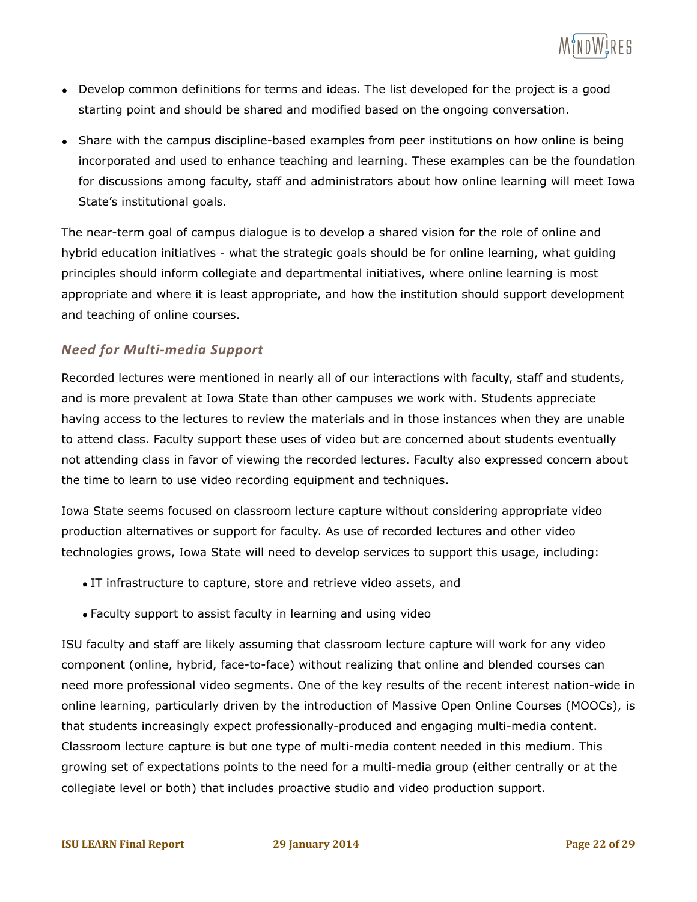- Develop common definitions for terms and ideas. The list developed for the project is a good starting point and should be shared and modified based on the ongoing conversation.
- Share with the campus discipline-based examples from peer institutions on how online is being incorporated and used to enhance teaching and learning. These examples can be the foundation for discussions among faculty, staff and administrators about how online learning will meet Iowa State's institutional goals.

The near-term goal of campus dialogue is to develop a shared vision for the role of online and hybrid education initiatives - what the strategic goals should be for online learning, what guiding principles should inform collegiate and departmental initiatives, where online learning is most appropriate and where it is least appropriate, and how the institution should support development and teaching of online courses.

### *Need for Multi-media Support*

Recorded lectures were mentioned in nearly all of our interactions with faculty, staff and students, and is more prevalent at Iowa State than other campuses we work with. Students appreciate having access to the lectures to review the materials and in those instances when they are unable to attend class. Faculty support these uses of video but are concerned about students eventually not attending class in favor of viewing the recorded lectures. Faculty also expressed concern about the time to learn to use video recording equipment and techniques.

Iowa State seems focused on classroom lecture capture without considering appropriate video production alternatives or support for faculty. As use of recorded lectures and other video technologies grows, Iowa State will need to develop services to support this usage, including:

- IT infrastructure to capture, store and retrieve video assets, and
- Faculty support to assist faculty in learning and using video

ISU faculty and staff are likely assuming that classroom lecture capture will work for any video component (online, hybrid, face-to-face) without realizing that online and blended courses can need more professional video segments. One of the key results of the recent interest nation-wide in online learning, particularly driven by the introduction of Massive Open Online Courses (MOOCs), is that students increasingly expect professionally-produced and engaging multi-media content. Classroom lecture capture is but one type of multi-media content needed in this medium. This growing set of expectations points to the need for a multi-media group (either centrally or at the collegiate level or both) that includes proactive studio and video production support.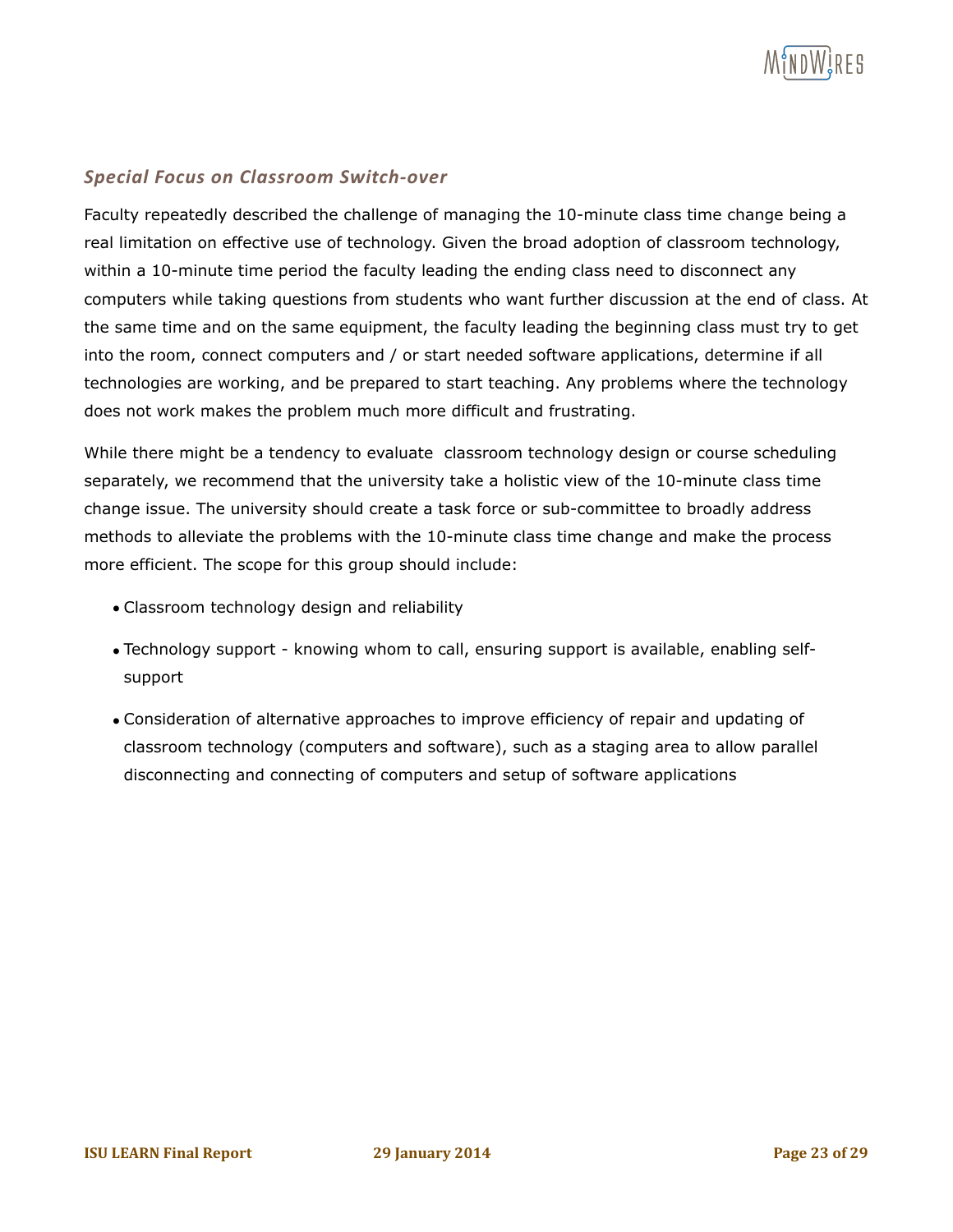### *Special Focus on Classroom Switch-over*

Faculty repeatedly described the challenge of managing the 10-minute class time change being a real limitation on effective use of technology. Given the broad adoption of classroom technology, within a 10-minute time period the faculty leading the ending class need to disconnect any computers while taking questions from students who want further discussion at the end of class. At the same time and on the same equipment, the faculty leading the beginning class must try to get into the room, connect computers and / or start needed software applications, determine if all technologies are working, and be prepared to start teaching. Any problems where the technology does not work makes the problem much more difficult and frustrating.

While there might be a tendency to evaluate classroom technology design or course scheduling separately, we recommend that the university take a holistic view of the 10-minute class time change issue. The university should create a task force or sub-committee to broadly address methods to alleviate the problems with the 10-minute class time change and make the process more efficient. The scope for this group should include:

- Classroom technology design and reliability
- Technology support - knowing whom to call, ensuring support is available, enabling self-support
- Consideration of alternative approaches to improve efficiency of repair and updating of classroom technology (computers and software), such as a staging area to allow parallel disconnecting and connecting of computers and setup of software applications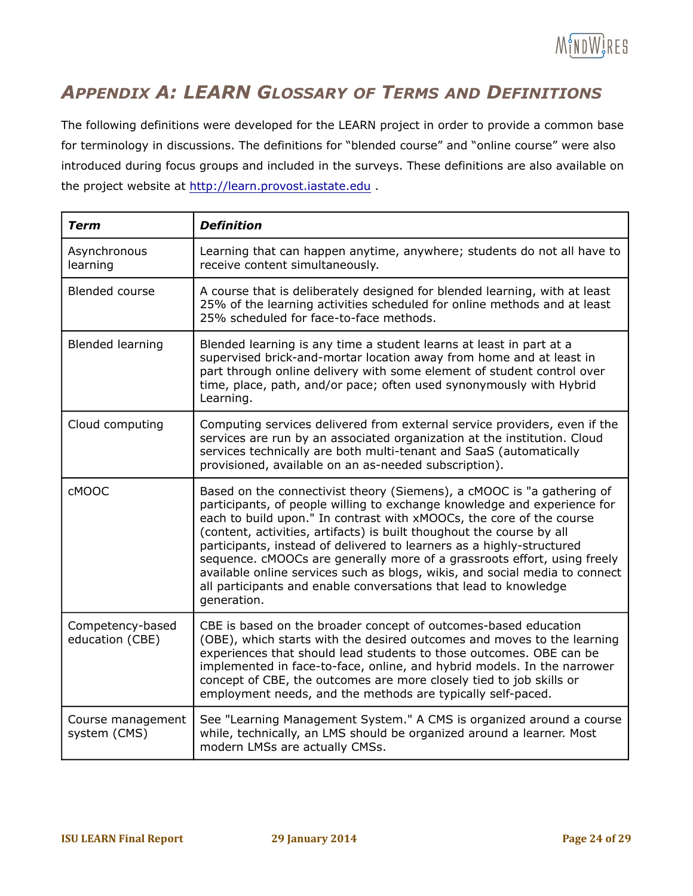## *APPENDIX A: LEARN GLOSSARY OF TERMS AND DEFINITIONS*

The following definitions were developed for the LEARN project in order to provide a common base for terminology in discussions. The definitions for "blended course" and "online course" were also introduced during focus groups and included in the surveys. These definitions are also available on the project website at http://learn.provost.iastate.edu .

| ***Term*** | ***Definition*** |
|---|---|
| Asynchronous learning | Learning that can happen anytime, anywhere; students do not all have to receive content simultaneously. |
| Blended course | A course that is deliberately designed for blended learning, with at least 25% of the learning activities scheduled for online methods and at least 25% scheduled for face-to-face methods. |
| Blended learning | Blended learning is any time a student learns at least in part at a supervised brick-and-mortar location away from home and at least in part through online delivery with some element of student control over time, place, path, and/or pace; often used synonymously with Hybrid Learning. |
| Cloud computing | Computing services delivered from external service providers, even if the services are run by an associated organization at the institution. Cloud services technically are both multi-tenant and SaaS (automatically provisioned, available on an as-needed subscription). |
| cMOOC | Based on the connectivist theory (Siemens), a cMOOC is "a gathering of participants, of people willing to exchange knowledge and experience for each to build upon." In contrast with xMOOCs, the core of the course (content, activities, artifacts) is built thoughout the course by all participants, instead of delivered to learners as a highly-structured sequence. cMOOCs are generally more of a grassroots effort, using freely available online services such as blogs, wikis, and social media to connect all participants and enable conversations that lead to knowledge generation. |
| Competency-based education (CBE) | CBE is based on the broader concept of outcomes-based education (OBE), which starts with the desired outcomes and moves to the learning experiences that should lead students to those outcomes. OBE can be implemented in face-to-face, online, and hybrid models. In the narrower concept of CBE, the outcomes are more closely tied to job skills or employment needs, and the methods are typically self-paced. |
| Course management system (CMS) | See "Learning Management System." A CMS is organized around a course while, technically, an LMS should be organized around a learner. Most modern LMSs are actually CMSs. |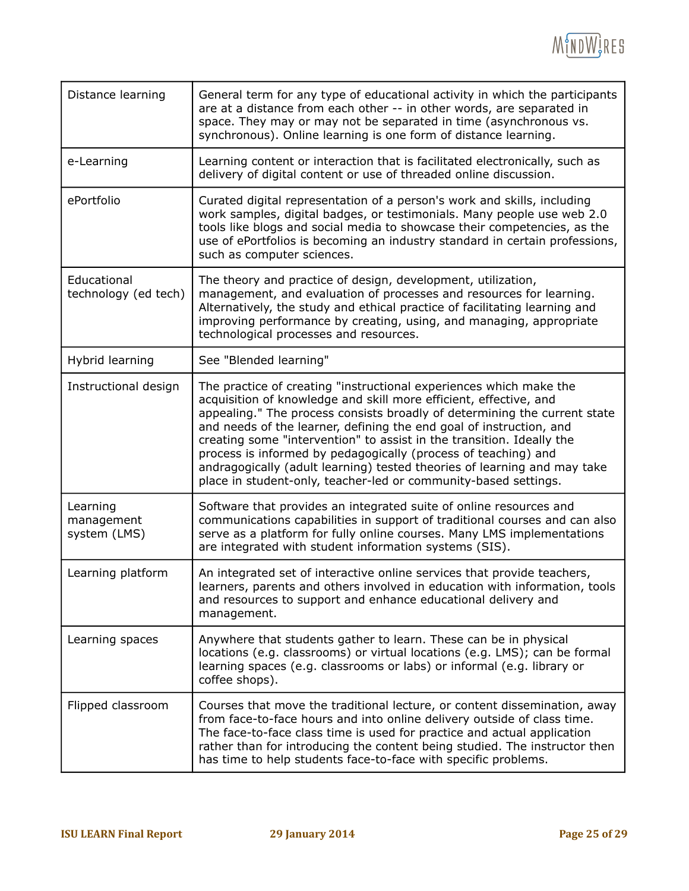| | |
|---|---|
| Distance learning | General term for any type of educational activity in which the participants are at a distance from each other -- in other words, are separated in space. They may or may not be separated in time (asynchronous vs. synchronous). Online learning is one form of distance learning. |
| e-Learning | Learning content or interaction that is facilitated electronically, such as delivery of digital content or use of threaded online discussion. |
| ePortfolio | Curated digital representation of a person's work and skills, including work samples, digital badges, or testimonials. Many people use web 2.0 tools like blogs and social media to showcase their competencies, as the use of ePortfolios is becoming an industry standard in certain professions, such as computer sciences. |
| Educational technology (ed tech) | The theory and practice of design, development, utilization, management, and evaluation of processes and resources for learning. Alternatively, the study and ethical practice of facilitating learning and improving performance by creating, using, and managing, appropriate technological processes and resources. |
| Hybrid learning | See "Blended learning" |
| Instructional design | The practice of creating "instructional experiences which make the acquisition of knowledge and skill more efficient, effective, and appealing." The process consists broadly of determining the current state and needs of the learner, defining the end goal of instruction, and creating some "intervention" to assist in the transition. Ideally the process is informed by pedagogically (process of teaching) and andragogically (adult learning) tested theories of learning and may take place in student-only, teacher-led or community-based settings. |
| Learning management system (LMS) | Software that provides an integrated suite of online resources and communications capabilities in support of traditional courses and can also serve as a platform for fully online courses. Many LMS implementations are integrated with student information systems (SIS). |
| Learning platform | An integrated set of interactive online services that provide teachers, learners, parents and others involved in education with information, tools and resources to support and enhance educational delivery and management. |
| Learning spaces | Anywhere that students gather to learn. These can be in physical locations (e.g. classrooms) or virtual locations (e.g. LMS); can be formal learning spaces (e.g. classrooms or labs) or informal (e.g. library or coffee shops). |
| Flipped classroom | Courses that move the traditional lecture, or content dissemination, away from face-to-face hours and into online delivery outside of class time. The face-to-face class time is used for practice and actual application rather than for introducing the content being studied. The instructor then has time to help students face-to-face with specific problems. |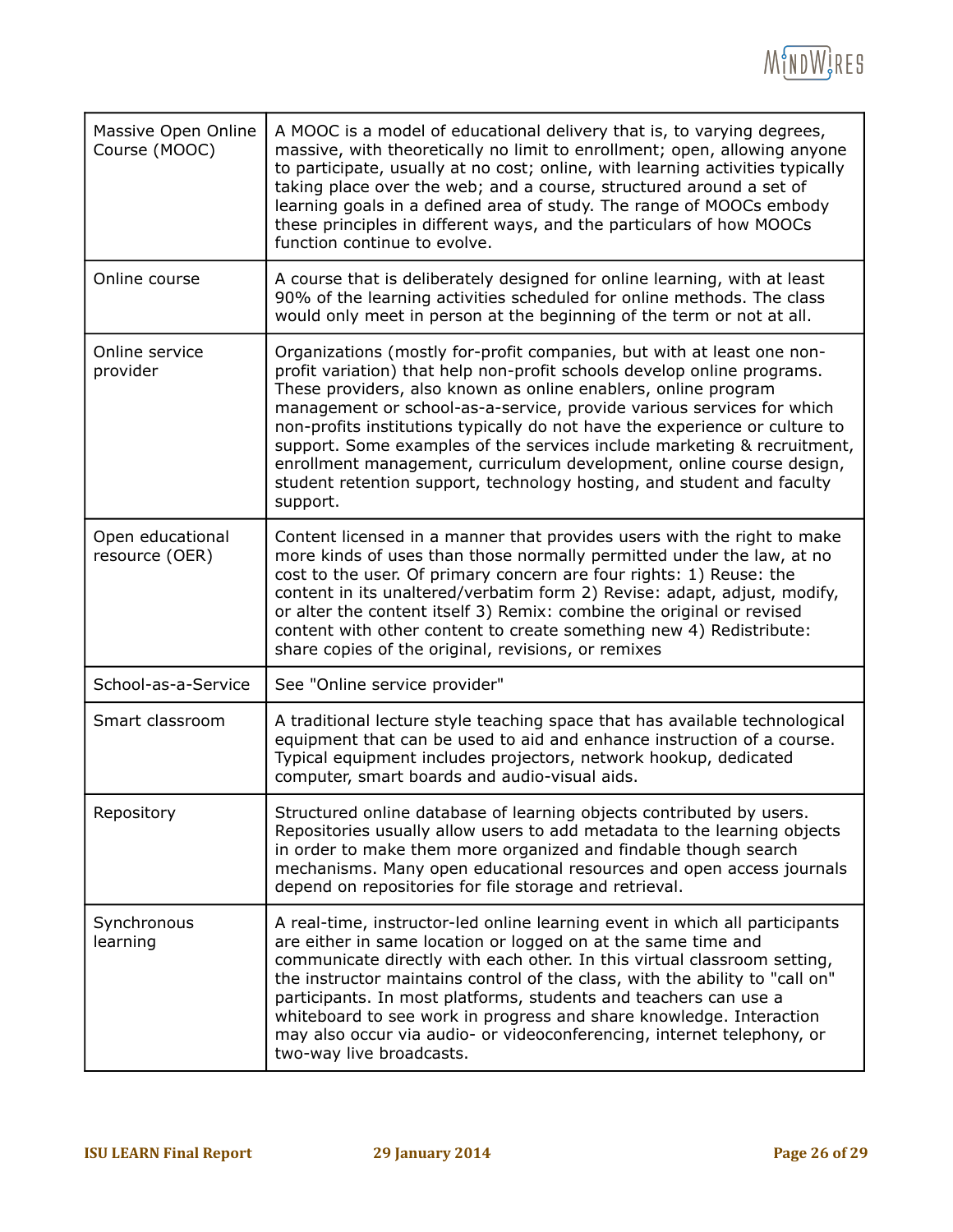| | |
|---|---|
| Massive Open Online Course (MOOC) | A MOOC is a model of educational delivery that is, to varying degrees, massive, with theoretically no limit to enrollment; open, allowing anyone to participate, usually at no cost; online, with learning activities typically taking place over the web; and a course, structured around a set of learning goals in a defined area of study. The range of MOOCs embody these principles in different ways, and the particulars of how MOOCs function continue to evolve. |
| Online course | A course that is deliberately designed for online learning, with at least 90% of the learning activities scheduled for online methods. The class would only meet in person at the beginning of the term or not at all. |
| Online service provider | Organizations (mostly for-profit companies, but with at least one non-profit variation) that help non-profit schools develop online programs. These providers, also known as online enablers, online program management or school-as-a-service, provide various services for which non-profits institutions typically do not have the experience or culture to support. Some examples of the services include marketing & recruitment, enrollment management, curriculum development, online course design, student retention support, technology hosting, and student and faculty support. |
| Open educational resource (OER) | Content licensed in a manner that provides users with the right to make more kinds of uses than those normally permitted under the law, at no cost to the user. Of primary concern are four rights: 1) Reuse: the content in its unaltered/verbatim form 2) Revise: adapt, adjust, modify, or alter the content itself 3) Remix: combine the original or revised content with other content to create something new 4) Redistribute: share copies of the original, revisions, or remixes |
| School-as-a-Service | See "Online service provider" |
| Smart classroom | A traditional lecture style teaching space that has available technological equipment that can be used to aid and enhance instruction of a course. Typical equipment includes projectors, network hookup, dedicated computer, smart boards and audio-visual aids. |
| Repository | Structured online database of learning objects contributed by users. Repositories usually allow users to add metadata to the learning objects in order to make them more organized and findable though search mechanisms. Many open educational resources and open access journals depend on repositories for file storage and retrieval. |
| Synchronous learning | A real-time, instructor-led online learning event in which all participants are either in same location or logged on at the same time and communicate directly with each other. In this virtual classroom setting, the instructor maintains control of the class, with the ability to "call on" participants. In most platforms, students and teachers can use a whiteboard to see work in progress and share knowledge. Interaction may also occur via audio- or videoconferencing, internet telephony, or two-way live broadcasts. |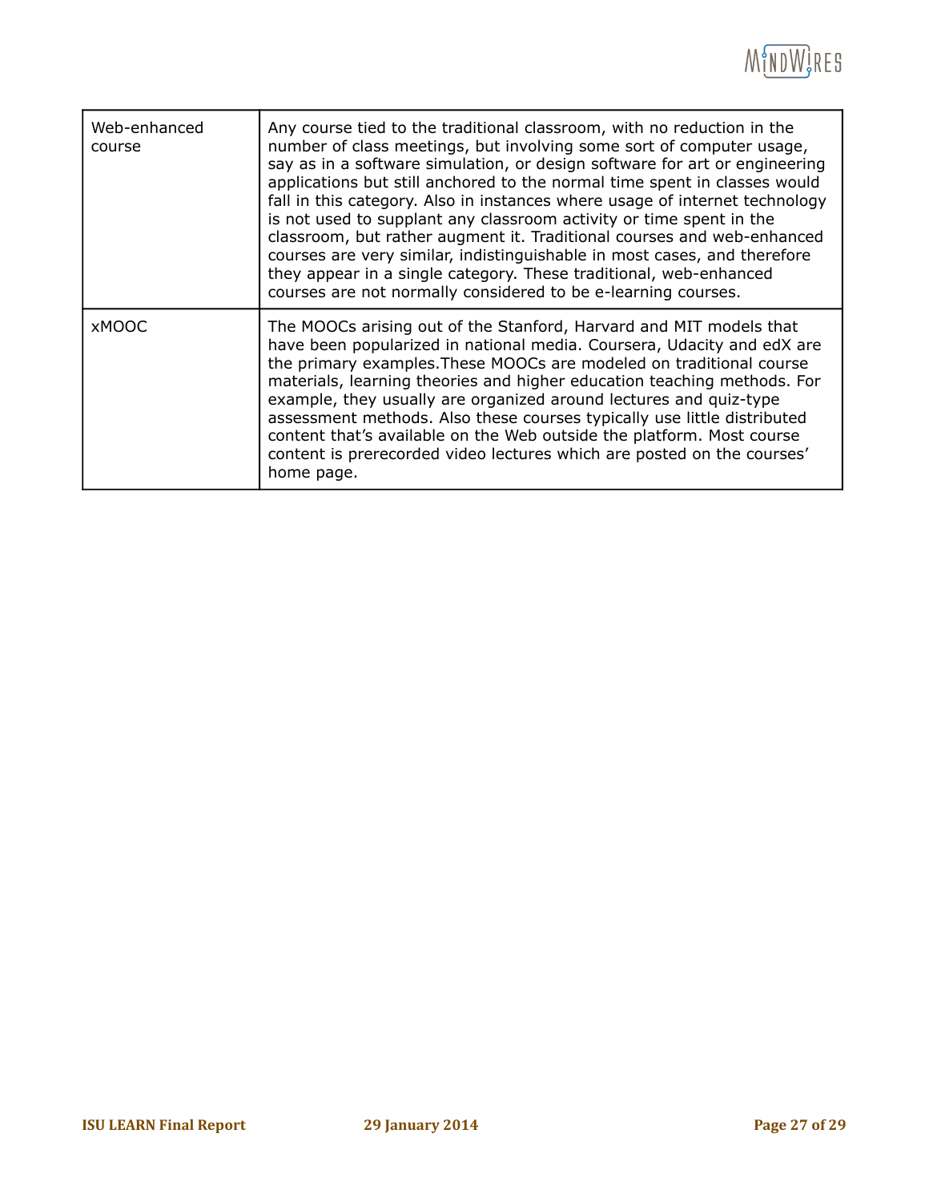| | |
|---|---|
| Web-enhanced course | Any course tied to the traditional classroom, with no reduction in the number of class meetings, but involving some sort of computer usage, say as in a software simulation, or design software for art or engineering applications but still anchored to the normal time spent in classes would fall in this category. Also in instances where usage of internet technology is not used to supplant any classroom activity or time spent in the classroom, but rather augment it. Traditional courses and web-enhanced courses are very similar, indistinguishable in most cases, and therefore they appear in a single category. These traditional, web-enhanced courses are not normally considered to be e-learning courses. |
| xMOOC | The MOOCs arising out of the Stanford, Harvard and MIT models that have been popularized in national media. Coursera, Udacity and edX are the primary examples.These MOOCs are modeled on traditional course materials, learning theories and higher education teaching methods. For example, they usually are organized around lectures and quiz-type assessment methods. Also these courses typically use little distributed content that's available on the Web outside the platform. Most course content is prerecorded video lectures which are posted on the courses' home page. |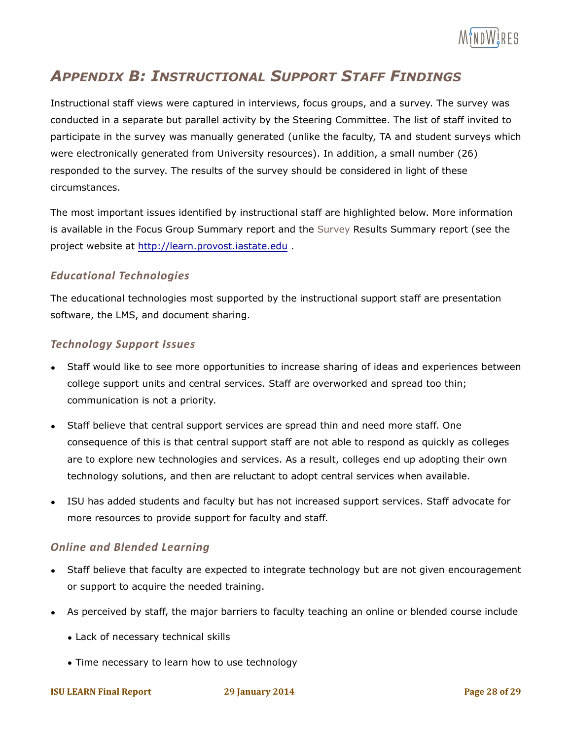# *Appendix B: Instructional Support Staff Findings*

Instructional staff views were captured in interviews, focus groups, and a survey. The survey was conducted in a separate but parallel activity by the Steering Committee. The list of staff invited to participate in the survey was manually generated (unlike the faculty, TA and student surveys which were electronically generated from University resources). In addition, a small number (26) responded to the survey. The results of the survey should be considered in light of these circumstances.

The most important issues identified by instructional staff are highlighted below. More information is available in the Focus Group Summary report and the Survey Results Summary report (see the project website at http://learn.provost.iastate.edu .

## *Educational Technologies*

The educational technologies most supported by the instructional support staff are presentation software, the LMS, and document sharing.

## *Technology Support Issues*

- Staff would like to see more opportunities to increase sharing of ideas and experiences between college support units and central services. Staff are overworked and spread too thin; communication is not a priority.
- Staff believe that central support services are spread thin and need more staff. One consequence of this is that central support staff are not able to respond as quickly as colleges are to explore new technologies and services. As a result, colleges end up adopting their own technology solutions, and then are reluctant to adopt central services when available.
- ISU has added students and faculty but has not increased support services. Staff advocate for more resources to provide support for faculty and staff.

## *Online and Blended Learning*

- Staff believe that faculty are expected to integrate technology but are not given encouragement or support to acquire the needed training.
- As perceived by staff, the major barriers to faculty teaching an online or blended course include
  - Lack of necessary technical skills
  - Time necessary to learn how to use technology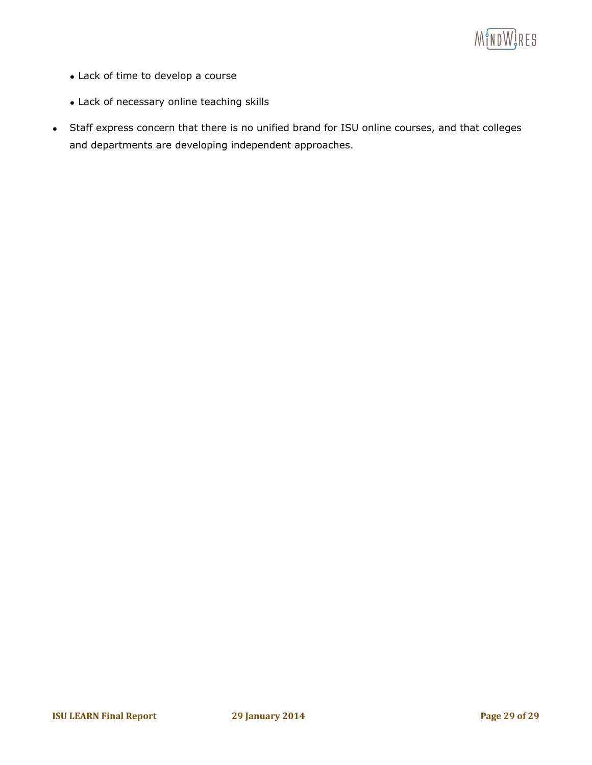- Lack of time to develop a course
  - Lack of necessary online teaching skills
- Staff express concern that there is no unified brand for ISU online courses, and that colleges and departments are developing independent approaches.